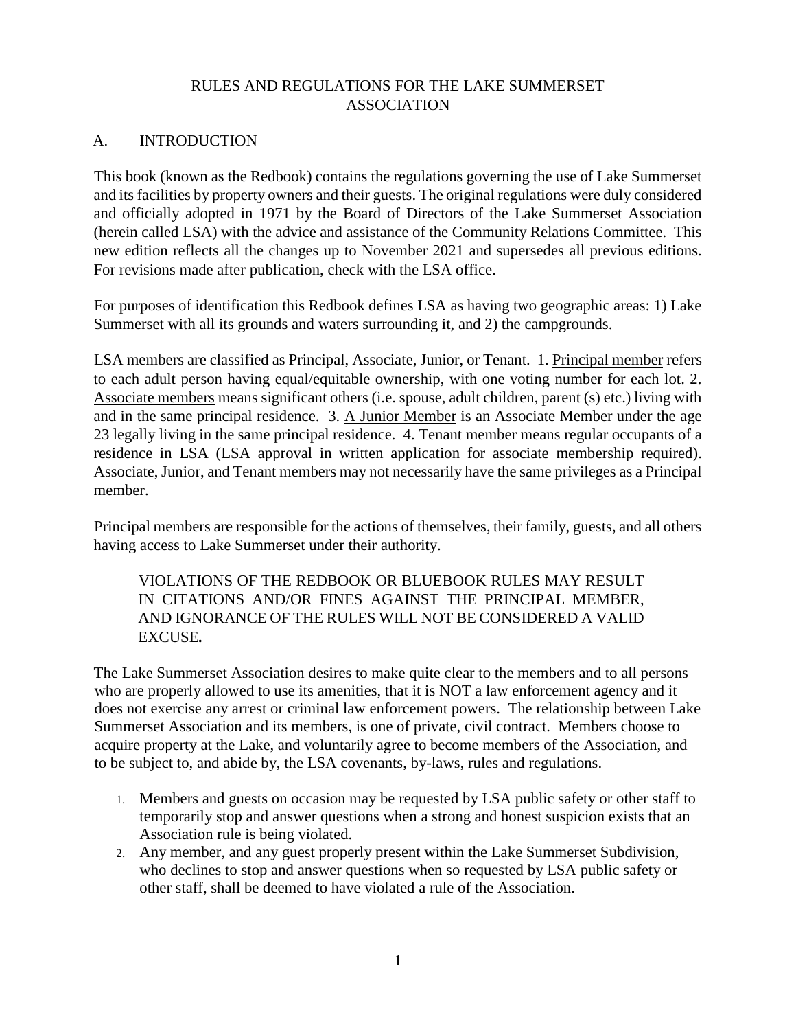# RULES AND REGULATIONS FOR THE LAKE SUMMERSET ASSOCIATION

## A. INTRODUCTION

This book (known as the Redbook) contains the regulations governing the use of Lake Summerset and its facilities by property owners and their guests. The original regulations were duly considered and officially adopted in 1971 by the Board of Directors of the Lake Summerset Association (herein called LSA) with the advice and assistance of the Community Relations Committee. This new edition reflects all the changes up to November 2021 and supersedes all previous editions. For revisions made after publication, check with the LSA office.

For purposes of identification this Redbook defines LSA as having two geographic areas: 1) Lake Summerset with all its grounds and waters surrounding it, and 2) the campgrounds.

LSA members are classified as Principal, Associate, Junior, or Tenant. 1. Principal member refers to each adult person having equal/equitable ownership, with one voting number for each lot. 2. Associate members means significant others (i.e. spouse, adult children, parent (s) etc.) living with and in the same principal residence. 3. A Junior Member is an Associate Member under the age 23 legally living in the same principal residence. 4. Tenant member means regular occupants of a residence in LSA (LSA approval in written application for associate membership required). Associate, Junior, and Tenant members may not necessarily have the same privileges as a Principal member.

Principal members are responsible for the actions of themselves, their family, guests, and all others having access to Lake Summerset under their authority.

> VIOLATIONS OF THE REDBOOK OR BLUEBOOK RULES MAY RESULT IN CITATIONS AND/OR FINES AGAINST THE PRINCIPAL MEMBER, AND IGNORANCE OF THE RULES WILL NOT BE CONSIDERED A VALID EXCUSE**.**

The Lake Summerset Association desires to make quite clear to the members and to all persons who are properly allowed to use its amenities, that it is NOT a law enforcement agency and it does not exercise any arrest or criminal law enforcement powers. The relationship between Lake Summerset Association and its members, is one of private, civil contract. Members choose to acquire property at the Lake, and voluntarily agree to become members of the Association, and to be subject to, and abide by, the LSA covenants, by-laws, rules and regulations.

1. Members and guests on occasion may be requested by LSA public safety or other staff to temporarily stop and answer questions when a strong and honest suspicion exists that an Association rule is being violated.
2. Any member, and any guest properly present within the Lake Summerset Subdivision, who declines to stop and answer questions when so requested by LSA public safety or other staff, shall be deemed to have violated a rule of the Association.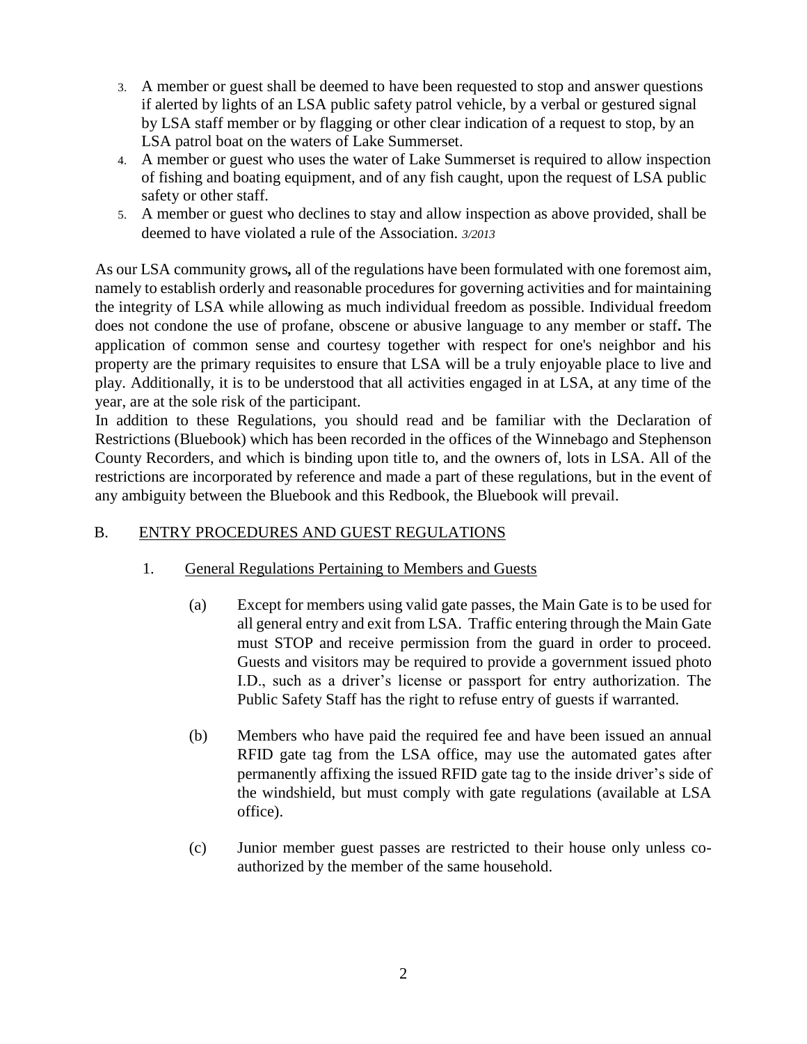3. A member or guest shall be deemed to have been requested to stop and answer questions if alerted by lights of an LSA public safety patrol vehicle, by a verbal or gestured signal by LSA staff member or by flagging or other clear indication of a request to stop, by an LSA patrol boat on the waters of Lake Summerset.
4. A member or guest who uses the water of Lake Summerset is required to allow inspection of fishing and boating equipment, and of any fish caught, upon the request of LSA public safety or other staff.
5. A member or guest who declines to stay and allow inspection as above provided, shall be deemed to have violated a rule of the Association. *3/2013*

As our LSA community grows**,** all of the regulations have been formulated with one foremost aim, namely to establish orderly and reasonable procedures for governing activities and for maintaining the integrity of LSA while allowing as much individual freedom as possible. Individual freedom does not condone the use of profane, obscene or abusive language to any member or staff**.** The application of common sense and courtesy together with respect for one's neighbor and his property are the primary requisites to ensure that LSA will be a truly enjoyable place to live and play. Additionally, it is to be understood that all activities engaged in at LSA, at any time of the year, are at the sole risk of the participant.

In addition to these Regulations, you should read and be familiar with the Declaration of Restrictions (Bluebook) which has been recorded in the offices of the Winnebago and Stephenson County Recorders, and which is binding upon title to, and the owners of, lots in LSA. All of the restrictions are incorporated by reference and made a part of these regulations, but in the event of any ambiguity between the Bluebook and this Redbook, the Bluebook will prevail.

## B. ENTRY PROCEDURES AND GUEST REGULATIONS

### 1. General Regulations Pertaining to Members and Guests

(a) Except for members using valid gate passes, the Main Gate is to be used for all general entry and exit from LSA. Traffic entering through the Main Gate must STOP and receive permission from the guard in order to proceed. Guests and visitors may be required to provide a government issued photo I.D., such as a driver's license or passport for entry authorization. The Public Safety Staff has the right to refuse entry of guests if warranted.

(b) Members who have paid the required fee and have been issued an annual RFID gate tag from the LSA office, may use the automated gates after permanently affixing the issued RFID gate tag to the inside driver's side of the windshield, but must comply with gate regulations (available at LSA office).

(c) Junior member guest passes are restricted to their house only unless co-authorized by the member of the same household.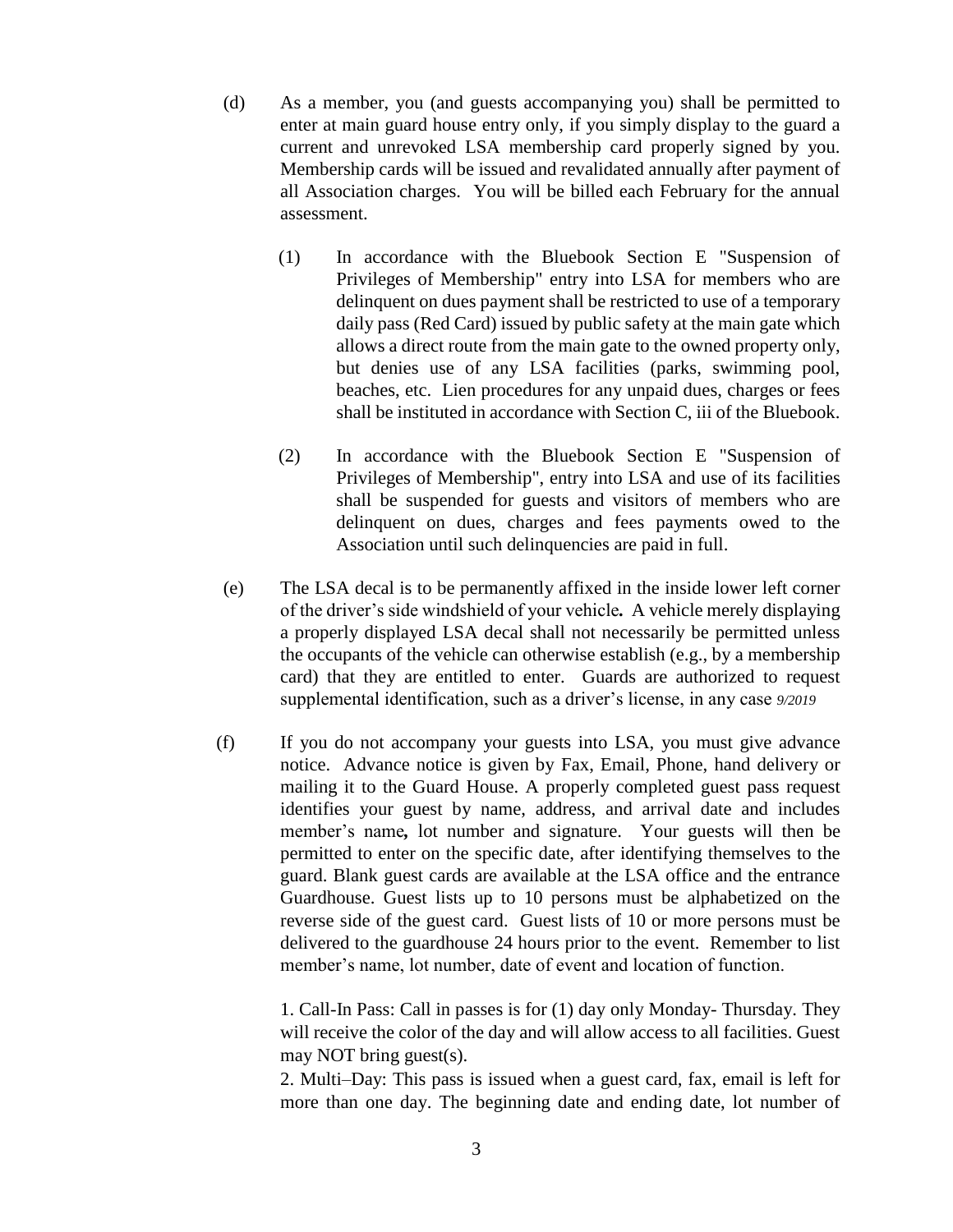(d) As a member, you (and guests accompanying you) shall be permitted to enter at main guard house entry only, if you simply display to the guard a current and unrevoked LSA membership card properly signed by you. Membership cards will be issued and revalidated annually after payment of all Association charges. You will be billed each February for the annual assessment.

(1) In accordance with the Bluebook Section E "Suspension of Privileges of Membership" entry into LSA for members who are delinquent on dues payment shall be restricted to use of a temporary daily pass (Red Card) issued by public safety at the main gate which allows a direct route from the main gate to the owned property only, but denies use of any LSA facilities (parks, swimming pool, beaches, etc. Lien procedures for any unpaid dues, charges or fees shall be instituted in accordance with Section C, iii of the Bluebook.

(2) In accordance with the Bluebook Section E "Suspension of Privileges of Membership", entry into LSA and use of its facilities shall be suspended for guests and visitors of members who are delinquent on dues, charges and fees payments owed to the Association until such delinquencies are paid in full.

(e) The LSA decal is to be permanently affixed in the inside lower left corner of the driver's side windshield of your vehicle**.** A vehicle merely displaying a properly displayed LSA decal shall not necessarily be permitted unless the occupants of the vehicle can otherwise establish (e.g., by a membership card) that they are entitled to enter. Guards are authorized to request supplemental identification, such as a driver's license, in any case *9/2019*

(f) If you do not accompany your guests into LSA, you must give advance notice. Advance notice is given by Fax, Email, Phone, hand delivery or mailing it to the Guard House. A properly completed guest pass request identifies your guest by name, address, and arrival date and includes member's name**,** lot number and signature. Your guests will then be permitted to enter on the specific date, after identifying themselves to the guard. Blank guest cards are available at the LSA office and the entrance Guardhouse. Guest lists up to 10 persons must be alphabetized on the reverse side of the guest card. Guest lists of 10 or more persons must be delivered to the guardhouse 24 hours prior to the event. Remember to list member's name, lot number, date of event and location of function.

1. Call-In Pass: Call in passes is for (1) day only Monday- Thursday. They will receive the color of the day and will allow access to all facilities. Guest may NOT bring guest(s).
2. Multi–Day: This pass is issued when a guest card, fax, email is left for more than one day. The beginning date and ending date, lot number of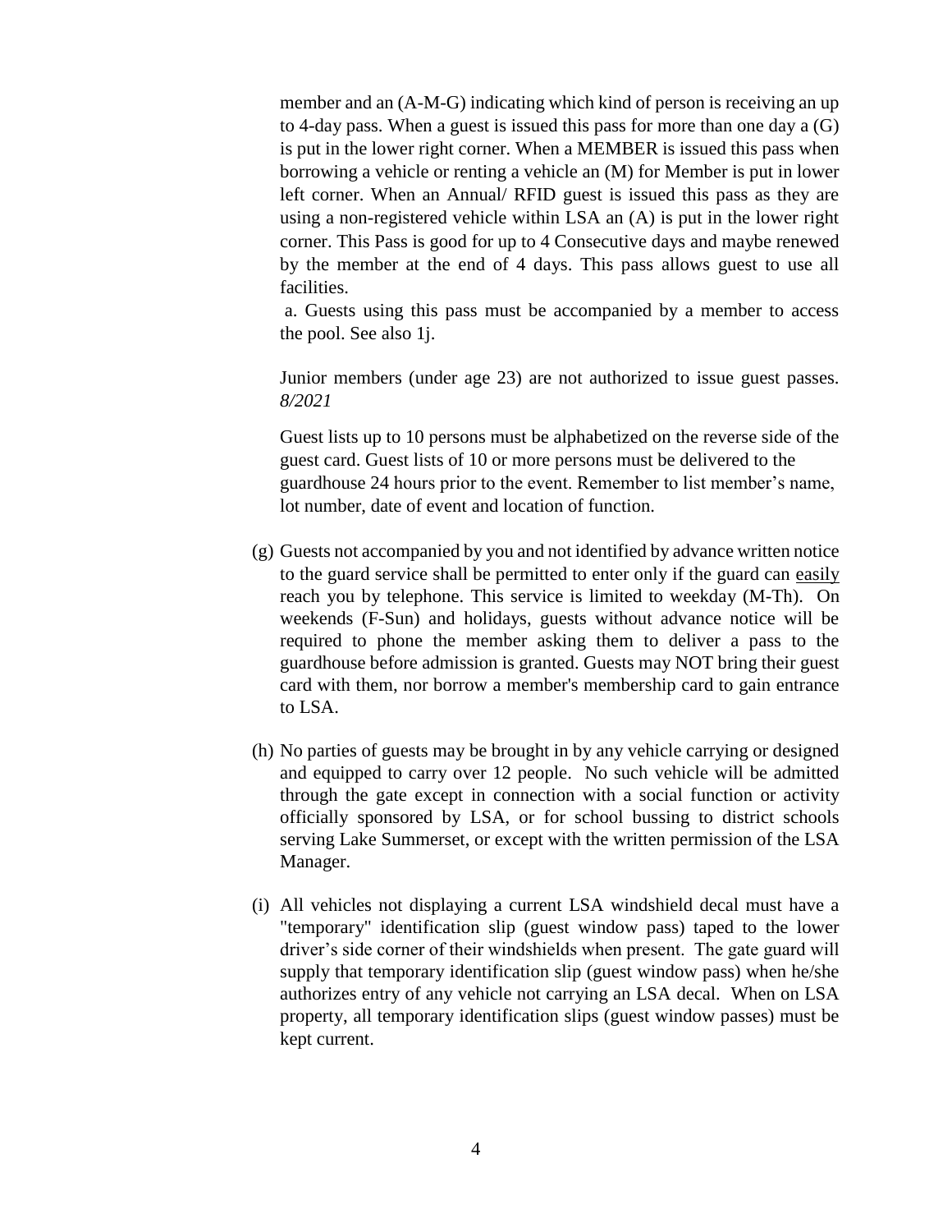member and an (A-M-G) indicating which kind of person is receiving an up to 4-day pass. When a guest is issued this pass for more than one day a (G) is put in the lower right corner. When a MEMBER is issued this pass when borrowing a vehicle or renting a vehicle an (M) for Member is put in lower left corner. When an Annual/ RFID guest is issued this pass as they are using a non-registered vehicle within LSA an (A) is put in the lower right corner. This Pass is good for up to 4 Consecutive days and maybe renewed by the member at the end of 4 days. This pass allows guest to use all facilities.

a. Guests using this pass must be accompanied by a member to access the pool. See also 1j.

Junior members (under age 23) are not authorized to issue guest passes. *8/2021*

Guest lists up to 10 persons must be alphabetized on the reverse side of the guest card. Guest lists of 10 or more persons must be delivered to the guardhouse 24 hours prior to the event. Remember to list member's name, lot number, date of event and location of function.

(g) Guests not accompanied by you and not identified by advance written notice to the guard service shall be permitted to enter only if the guard can <u>easily</u> reach you by telephone. This service is limited to weekday (M-Th). On weekends (F-Sun) and holidays, guests without advance notice will be required to phone the member asking them to deliver a pass to the guardhouse before admission is granted. Guests may NOT bring their guest card with them, nor borrow a member's membership card to gain entrance to LSA.

(h) No parties of guests may be brought in by any vehicle carrying or designed and equipped to carry over 12 people. No such vehicle will be admitted through the gate except in connection with a social function or activity officially sponsored by LSA, or for school bussing to district schools serving Lake Summerset, or except with the written permission of the LSA Manager.

(i) All vehicles not displaying a current LSA windshield decal must have a "temporary" identification slip (guest window pass) taped to the lower driver's side corner of their windshields when present. The gate guard will supply that temporary identification slip (guest window pass) when he/she authorizes entry of any vehicle not carrying an LSA decal. When on LSA property, all temporary identification slips (guest window passes) must be kept current.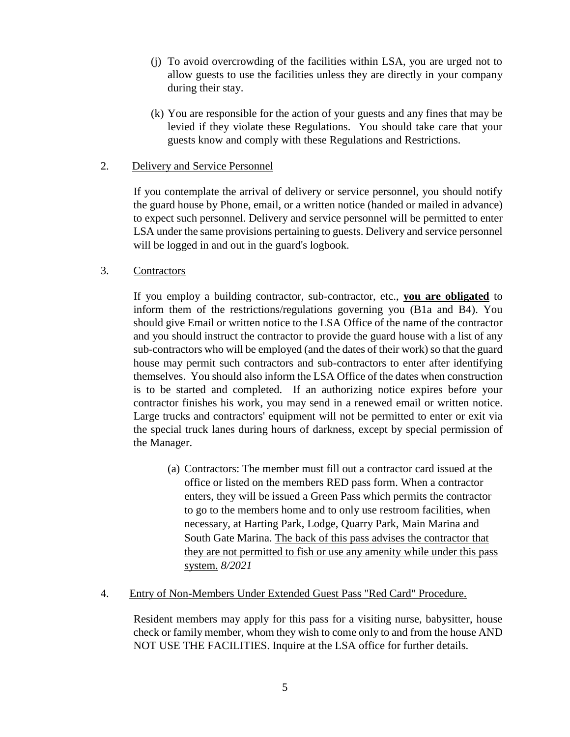(j) To avoid overcrowding of the facilities within LSA, you are urged not to allow guests to use the facilities unless they are directly in your company during their stay.

(k) You are responsible for the action of your guests and any fines that may be levied if they violate these Regulations. You should take care that your guests know and comply with these Regulations and Restrictions.

2. <u>Delivery and Service Personnel</u>

If you contemplate the arrival of delivery or service personnel, you should notify the guard house by Phone, email, or a written notice (handed or mailed in advance) to expect such personnel. Delivery and service personnel will be permitted to enter LSA under the same provisions pertaining to guests. Delivery and service personnel will be logged in and out in the guard's logbook.

3. <u>Contractors</u>

If you employ a building contractor, sub-contractor, etc., **<u>you are obligated</u>** to inform them of the restrictions/regulations governing you (B1a and B4). You should give Email or written notice to the LSA Office of the name of the contractor and you should instruct the contractor to provide the guard house with a list of any sub-contractors who will be employed (and the dates of their work) so that the guard house may permit such contractors and sub-contractors to enter after identifying themselves. You should also inform the LSA Office of the dates when construction is to be started and completed. If an authorizing notice expires before your contractor finishes his work, you may send in a renewed email or written notice. Large trucks and contractors' equipment will not be permitted to enter or exit via the special truck lanes during hours of darkness, except by special permission of the Manager.

(a) Contractors: The member must fill out a contractor card issued at the office or listed on the members RED pass form. When a contractor enters, they will be issued a Green Pass which permits the contractor to go to the members home and to only use restroom facilities, when necessary, at Harting Park, Lodge, Quarry Park, Main Marina and South Gate Marina. <u>The back of this pass advises the contractor that they are not permitted to fish or use any amenity while under this pass system.</u> *8/2021*

4. <u>Entry of Non-Members Under Extended Guest Pass "Red Card" Procedure.</u>

Resident members may apply for this pass for a visiting nurse, babysitter, house check or family member, whom they wish to come only to and from the house AND NOT USE THE FACILITIES. Inquire at the LSA office for further details.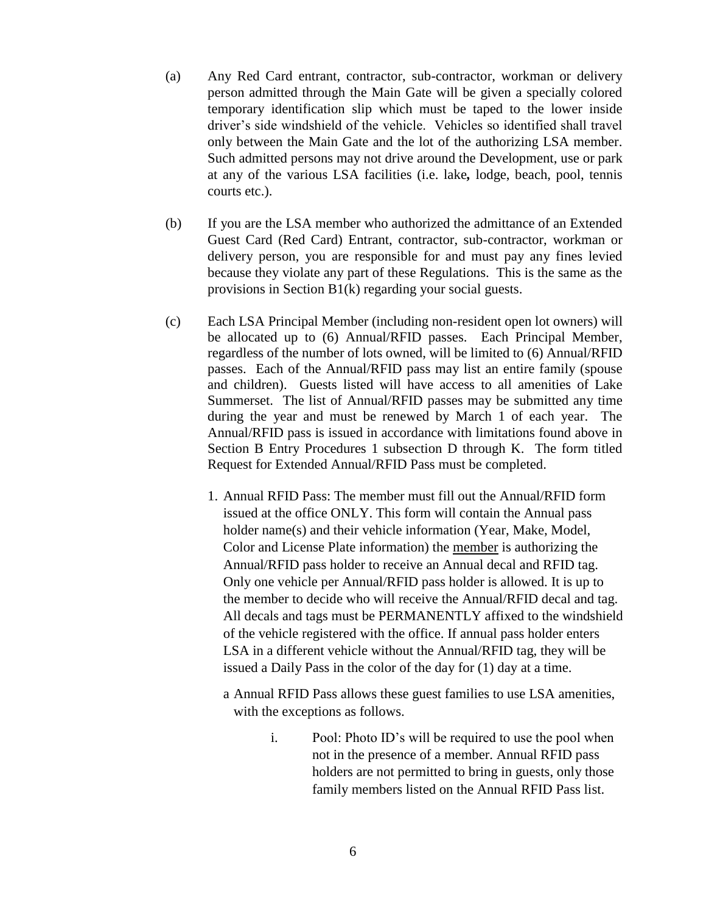(a) Any Red Card entrant, contractor, sub-contractor, workman or delivery person admitted through the Main Gate will be given a specially colored temporary identification slip which must be taped to the lower inside driver's side windshield of the vehicle. Vehicles so identified shall travel only between the Main Gate and the lot of the authorizing LSA member. Such admitted persons may not drive around the Development, use or park at any of the various LSA facilities (i.e. lake**,** lodge, beach, pool, tennis courts etc.).

(b) If you are the LSA member who authorized the admittance of an Extended Guest Card (Red Card) Entrant, contractor, sub-contractor, workman or delivery person, you are responsible for and must pay any fines levied because they violate any part of these Regulations. This is the same as the provisions in Section B1(k) regarding your social guests.

(c) Each LSA Principal Member (including non-resident open lot owners) will be allocated up to (6) Annual/RFID passes. Each Principal Member, regardless of the number of lots owned, will be limited to (6) Annual/RFID passes. Each of the Annual/RFID pass may list an entire family (spouse and children). Guests listed will have access to all amenities of Lake Summerset. The list of Annual/RFID passes may be submitted any time during the year and must be renewed by March 1 of each year. The Annual/RFID pass is issued in accordance with limitations found above in Section B Entry Procedures 1 subsection D through K. The form titled Request for Extended Annual/RFID Pass must be completed.

1. Annual RFID Pass: The member must fill out the Annual/RFID form issued at the office ONLY. This form will contain the Annual pass holder name(s) and their vehicle information (Year, Make, Model, Color and License Plate information) the <u>member</u> is authorizing the Annual/RFID pass holder to receive an Annual decal and RFID tag. Only one vehicle per Annual/RFID pass holder is allowed. It is up to the member to decide who will receive the Annual/RFID decal and tag. All decals and tags must be PERMANENTLY affixed to the windshield of the vehicle registered with the office. If annual pass holder enters LSA in a different vehicle without the Annual/RFID tag, they will be issued a Daily Pass in the color of the day for (1) day at a time.

   a Annual RFID Pass allows these guest families to use LSA amenities, with the exceptions as follows.

      i. Pool: Photo ID's will be required to use the pool when not in the presence of a member. Annual RFID pass holders are not permitted to bring in guests, only those family members listed on the Annual RFID Pass list.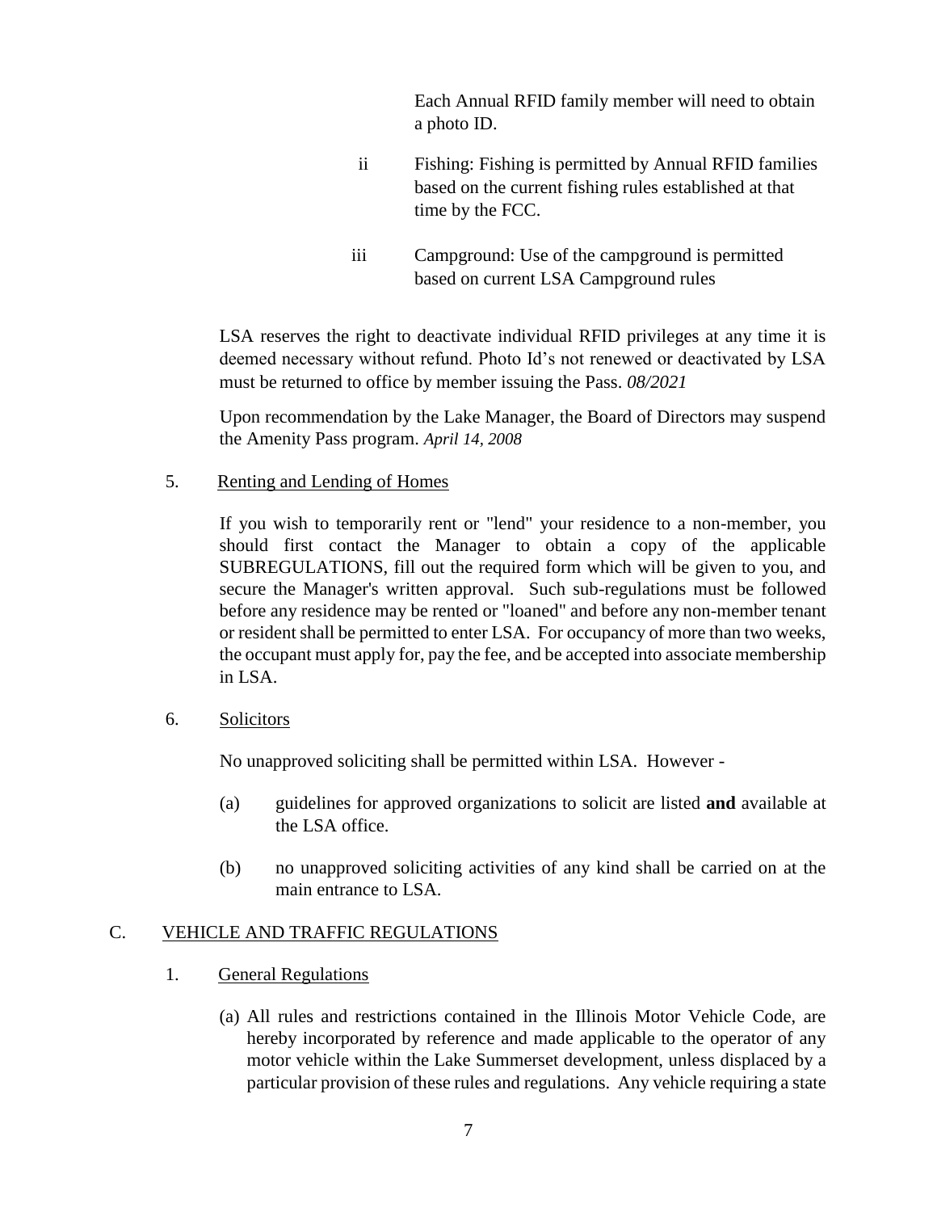Each Annual RFID family member will need to obtain a photo ID.

ii Fishing: Fishing is permitted by Annual RFID families based on the current fishing rules established at that time by the FCC.

iii Campground: Use of the campground is permitted based on current LSA Campground rules

LSA reserves the right to deactivate individual RFID privileges at any time it is deemed necessary without refund. Photo Id's not renewed or deactivated by LSA must be returned to office by member issuing the Pass. *08/2021*

Upon recommendation by the Lake Manager, the Board of Directors may suspend the Amenity Pass program. *April 14, 2008*

5. Renting and Lending of Homes

If you wish to temporarily rent or "lend" your residence to a non-member, you should first contact the Manager to obtain a copy of the applicable SUBREGULATIONS, fill out the required form which will be given to you, and secure the Manager's written approval. Such sub-regulations must be followed before any residence may be rented or "loaned" and before any non-member tenant or resident shall be permitted to enter LSA. For occupancy of more than two weeks, the occupant must apply for, pay the fee, and be accepted into associate membership in LSA.

6. Solicitors

No unapproved soliciting shall be permitted within LSA. However -

(a) guidelines for approved organizations to solicit are listed **and** available at the LSA office.

(b) no unapproved soliciting activities of any kind shall be carried on at the main entrance to LSA.

## C. VEHICLE AND TRAFFIC REGULATIONS

1. General Regulations

(a) All rules and restrictions contained in the Illinois Motor Vehicle Code, are hereby incorporated by reference and made applicable to the operator of any motor vehicle within the Lake Summerset development, unless displaced by a particular provision of these rules and regulations. Any vehicle requiring a state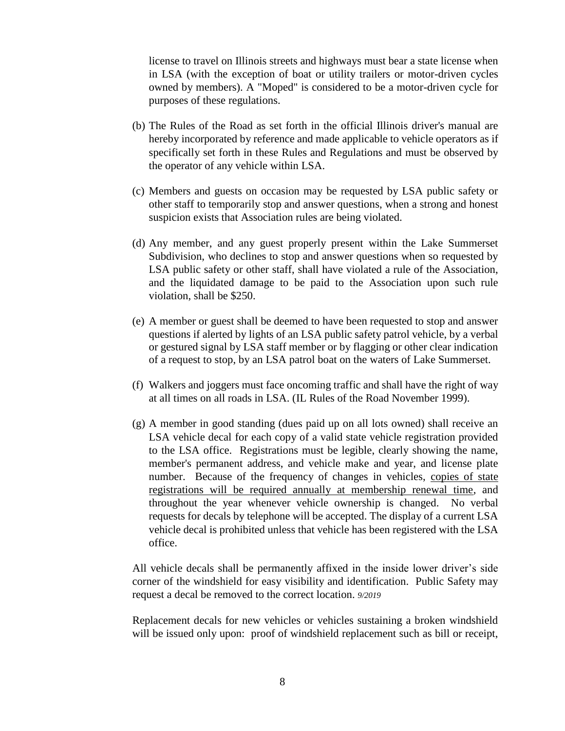license to travel on Illinois streets and highways must bear a state license when in LSA (with the exception of boat or utility trailers or motor-driven cycles owned by members). A "Moped" is considered to be a motor-driven cycle for purposes of these regulations.

(b) The Rules of the Road as set forth in the official Illinois driver's manual are hereby incorporated by reference and made applicable to vehicle operators as if specifically set forth in these Rules and Regulations and must be observed by the operator of any vehicle within LSA.

(c) Members and guests on occasion may be requested by LSA public safety or other staff to temporarily stop and answer questions, when a strong and honest suspicion exists that Association rules are being violated.

(d) Any member, and any guest properly present within the Lake Summerset Subdivision, who declines to stop and answer questions when so requested by LSA public safety or other staff, shall have violated a rule of the Association, and the liquidated damage to be paid to the Association upon such rule violation, shall be $250.

(e) A member or guest shall be deemed to have been requested to stop and answer questions if alerted by lights of an LSA public safety patrol vehicle, by a verbal or gestured signal by LSA staff member or by flagging or other clear indication of a request to stop, by an LSA patrol boat on the waters of Lake Summerset.

(f) Walkers and joggers must face oncoming traffic and shall have the right of way at all times on all roads in LSA. (IL Rules of the Road November 1999).

(g) A member in good standing (dues paid up on all lots owned) shall receive an LSA vehicle decal for each copy of a valid state vehicle registration provided to the LSA office. Registrations must be legible, clearly showing the name, member's permanent address, and vehicle make and year, and license plate number. Because of the frequency of changes in vehicles, <u>copies of state registrations will be required annually at membership renewal time</u>, and throughout the year whenever vehicle ownership is changed. No verbal requests for decals by telephone will be accepted. The display of a current LSA vehicle decal is prohibited unless that vehicle has been registered with the LSA office.

All vehicle decals shall be permanently affixed in the inside lower driver's side corner of the windshield for easy visibility and identification. Public Safety may request a decal be removed to the correct location. *9/2019*

Replacement decals for new vehicles or vehicles sustaining a broken windshield will be issued only upon: proof of windshield replacement such as bill or receipt,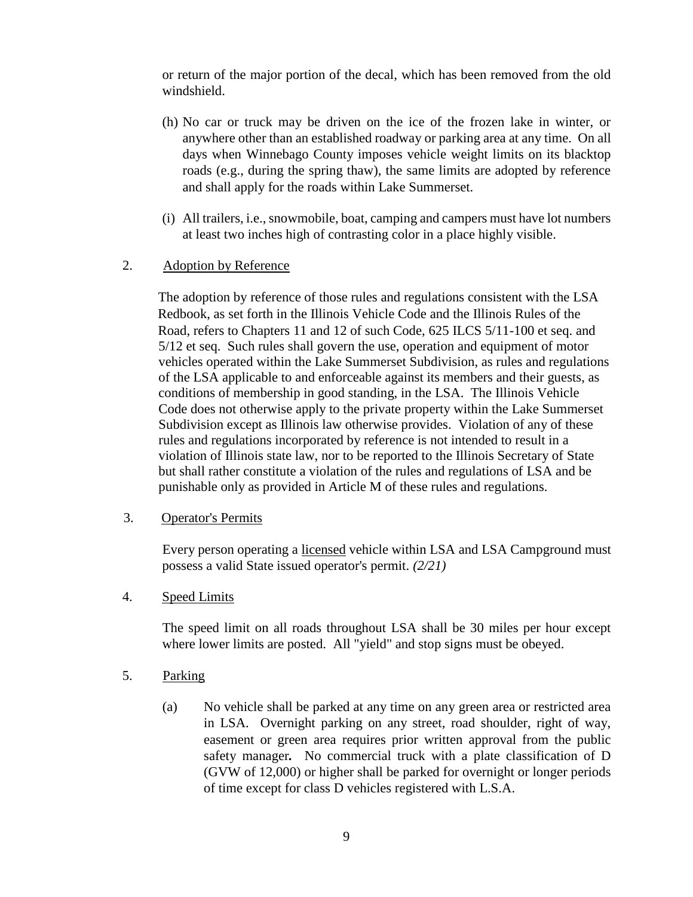or return of the major portion of the decal, which has been removed from the old windshield.

(h) No car or truck may be driven on the ice of the frozen lake in winter, or anywhere other than an established roadway or parking area at any time. On all days when Winnebago County imposes vehicle weight limits on its blacktop roads (e.g., during the spring thaw), the same limits are adopted by reference and shall apply for the roads within Lake Summerset.

(i) All trailers, i.e., snowmobile, boat, camping and campers must have lot numbers at least two inches high of contrasting color in a place highly visible.

2. Adoption by Reference

The adoption by reference of those rules and regulations consistent with the LSA Redbook, as set forth in the Illinois Vehicle Code and the Illinois Rules of the Road, refers to Chapters 11 and 12 of such Code, 625 ILCS 5/11-100 et seq. and 5/12 et seq. Such rules shall govern the use, operation and equipment of motor vehicles operated within the Lake Summerset Subdivision, as rules and regulations of the LSA applicable to and enforceable against its members and their guests, as conditions of membership in good standing, in the LSA. The Illinois Vehicle Code does not otherwise apply to the private property within the Lake Summerset Subdivision except as Illinois law otherwise provides. Violation of any of these rules and regulations incorporated by reference is not intended to result in a violation of Illinois state law, nor to be reported to the Illinois Secretary of State but shall rather constitute a violation of the rules and regulations of LSA and be punishable only as provided in Article M of these rules and regulations.

3. Operator's Permits

Every person operating a licensed vehicle within LSA and LSA Campground must possess a valid State issued operator's permit. *(2/21)*

4. Speed Limits

The speed limit on all roads throughout LSA shall be 30 miles per hour except where lower limits are posted. All "yield" and stop signs must be obeyed.

5. Parking

(a) No vehicle shall be parked at any time on any green area or restricted area in LSA. Overnight parking on any street, road shoulder, right of way, easement or green area requires prior written approval from the public safety manager**.** No commercial truck with a plate classification of D (GVW of 12,000) or higher shall be parked for overnight or longer periods of time except for class D vehicles registered with L.S.A.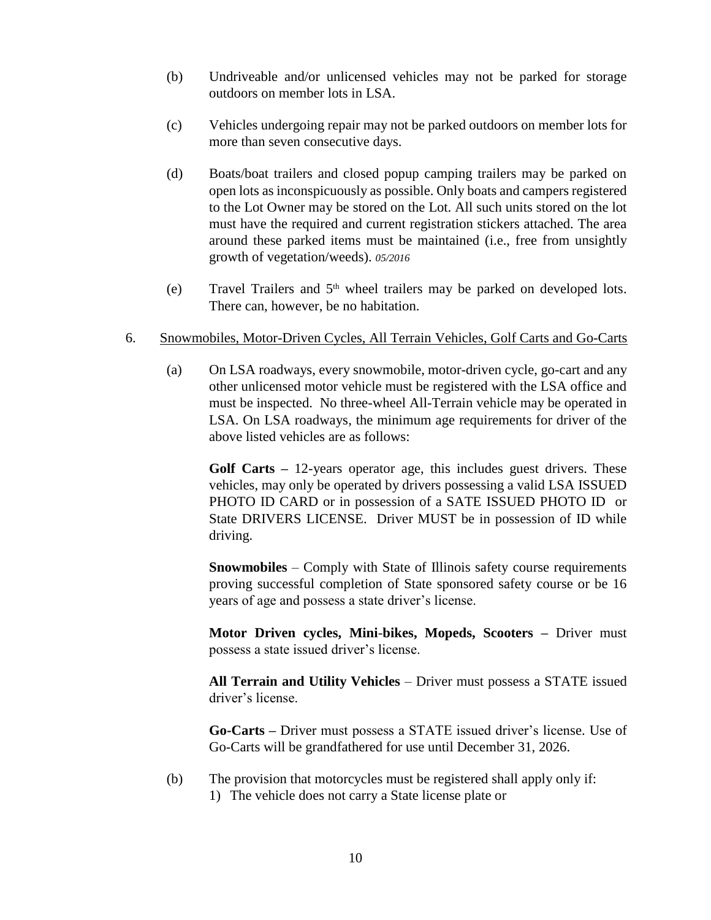(b) Undriveable and/or unlicensed vehicles may not be parked for storage outdoors on member lots in LSA.

(c) Vehicles undergoing repair may not be parked outdoors on member lots for more than seven consecutive days.

(d) Boats/boat trailers and closed popup camping trailers may be parked on open lots as inconspicuously as possible. Only boats and campers registered to the Lot Owner may be stored on the Lot. All such units stored on the lot must have the required and current registration stickers attached. The area around these parked items must be maintained (i.e., free from unsightly growth of vegetation/weeds). *05/2016*

(e) Travel Trailers and 5th wheel trailers may be parked on developed lots. There can, however, be no habitation.

6. <u>Snowmobiles, Motor-Driven Cycles, All Terrain Vehicles, Golf Carts and Go-Carts</u>

(a) On LSA roadways, every snowmobile, motor-driven cycle, go-cart and any other unlicensed motor vehicle must be registered with the LSA office and must be inspected. No three-wheel All-Terrain vehicle may be operated in LSA. On LSA roadways, the minimum age requirements for driver of the above listed vehicles are as follows:

**Golf Carts –** 12-years operator age, this includes guest drivers. These vehicles, may only be operated by drivers possessing a valid LSA ISSUED PHOTO ID CARD or in possession of a SATE ISSUED PHOTO ID or State DRIVERS LICENSE. Driver MUST be in possession of ID while driving.

**Snowmobiles** – Comply with State of Illinois safety course requirements proving successful completion of State sponsored safety course or be 16 years of age and possess a state driver's license.

**Motor Driven cycles, Mini-bikes, Mopeds, Scooters –** Driver must possess a state issued driver's license.

**All Terrain and Utility Vehicles** – Driver must possess a STATE issued driver's license.

**Go-Carts –** Driver must possess a STATE issued driver's license. Use of Go-Carts will be grandfathered for use until December 31, 2026.

(b) The provision that motorcycles must be registered shall apply only if:
1) The vehicle does not carry a State license plate or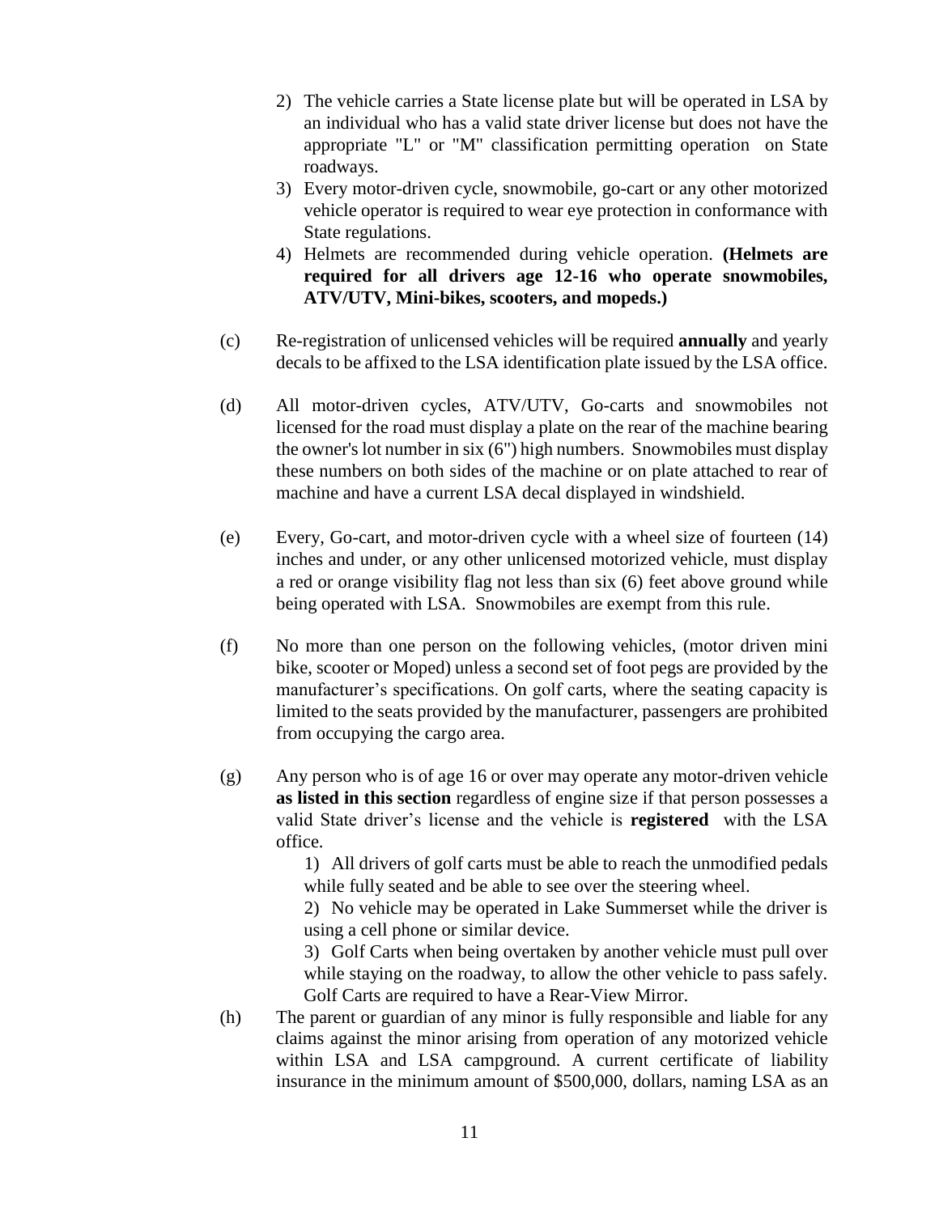2) The vehicle carries a State license plate but will be operated in LSA by an individual who has a valid state driver license but does not have the appropriate "L" or "M" classification permitting operation on State roadways.

3) Every motor-driven cycle, snowmobile, go-cart or any other motorized vehicle operator is required to wear eye protection in conformance with State regulations.

4) Helmets are recommended during vehicle operation. **(Helmets are required for all drivers age 12-16 who operate snowmobiles, ATV/UTV, Mini-bikes, scooters, and mopeds.)**

(c) Re-registration of unlicensed vehicles will be required **annually** and yearly decals to be affixed to the LSA identification plate issued by the LSA office.

(d) All motor-driven cycles, ATV/UTV, Go-carts and snowmobiles not licensed for the road must display a plate on the rear of the machine bearing the owner's lot number in six (6") high numbers. Snowmobiles must display these numbers on both sides of the machine or on plate attached to rear of machine and have a current LSA decal displayed in windshield.

(e) Every, Go-cart, and motor-driven cycle with a wheel size of fourteen (14) inches and under, or any other unlicensed motorized vehicle, must display a red or orange visibility flag not less than six (6) feet above ground while being operated with LSA. Snowmobiles are exempt from this rule.

(f) No more than one person on the following vehicles, (motor driven mini bike, scooter or Moped) unless a second set of foot pegs are provided by the manufacturer's specifications. On golf carts, where the seating capacity is limited to the seats provided by the manufacturer, passengers are prohibited from occupying the cargo area.

(g) Any person who is of age 16 or over may operate any motor-driven vehicle **as listed in this section** regardless of engine size if that person possesses a valid State driver's license and the vehicle is **registered** with the LSA office.

1) All drivers of golf carts must be able to reach the unmodified pedals while fully seated and be able to see over the steering wheel.

2) No vehicle may be operated in Lake Summerset while the driver is using a cell phone or similar device.

3) Golf Carts when being overtaken by another vehicle must pull over while staying on the roadway, to allow the other vehicle to pass safely. Golf Carts are required to have a Rear-View Mirror.

(h) The parent or guardian of any minor is fully responsible and liable for any claims against the minor arising from operation of any motorized vehicle within LSA and LSA campground. A current certificate of liability insurance in the minimum amount of $500,000, dollars, naming LSA as an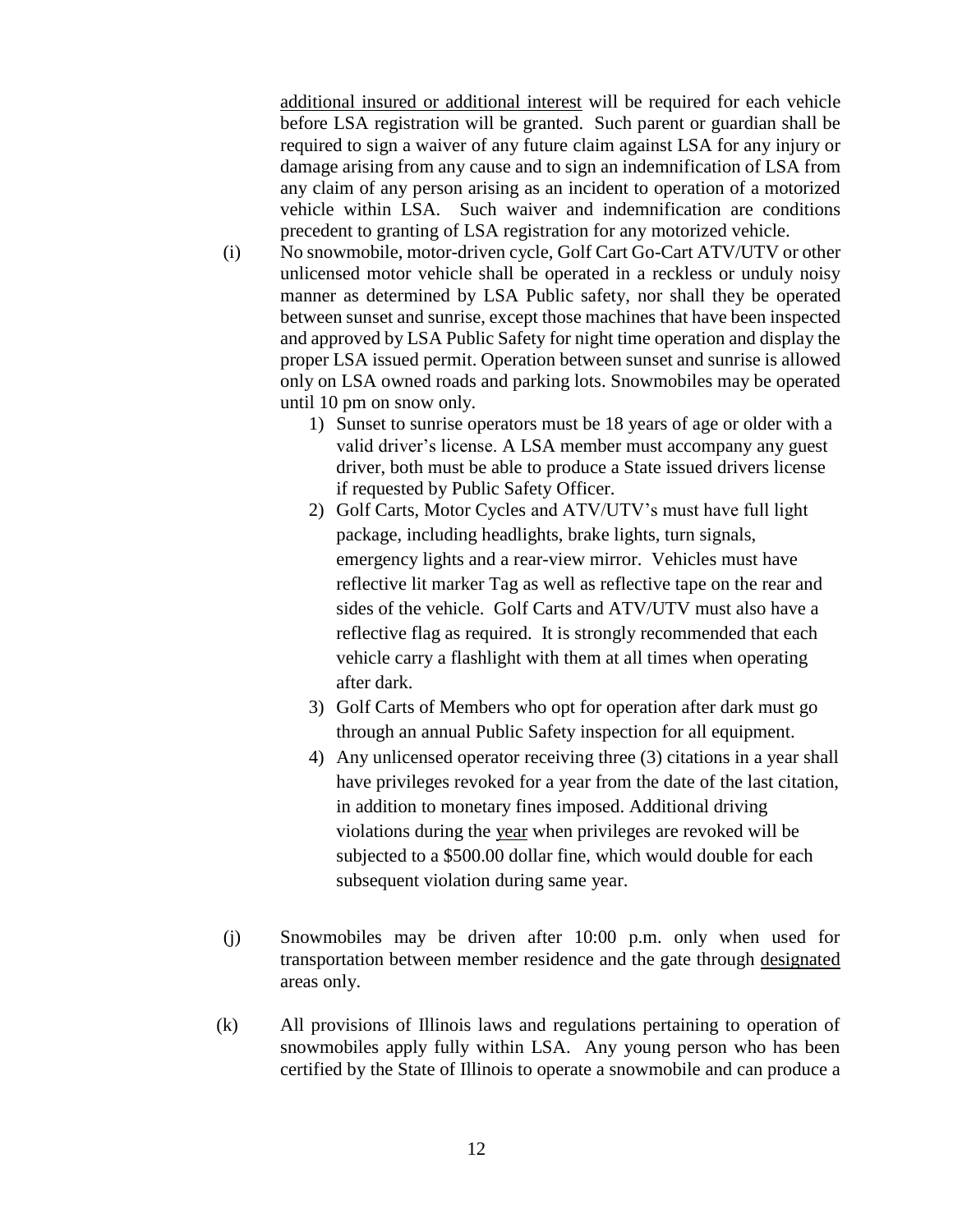additional insured or additional interest will be required for each vehicle before LSA registration will be granted. Such parent or guardian shall be required to sign a waiver of any future claim against LSA for any injury or damage arising from any cause and to sign an indemnification of LSA from any claim of any person arising as an incident to operation of a motorized vehicle within LSA. Such waiver and indemnification are conditions precedent to granting of LSA registration for any motorized vehicle.

(i) No snowmobile, motor-driven cycle, Golf Cart Go-Cart ATV/UTV or other unlicensed motor vehicle shall be operated in a reckless or unduly noisy manner as determined by LSA Public safety, nor shall they be operated between sunset and sunrise, except those machines that have been inspected and approved by LSA Public Safety for night time operation and display the proper LSA issued permit. Operation between sunset and sunrise is allowed only on LSA owned roads and parking lots. Snowmobiles may be operated until 10 pm on snow only.

1) Sunset to sunrise operators must be 18 years of age or older with a valid driver's license. A LSA member must accompany any guest driver, both must be able to produce a State issued drivers license if requested by Public Safety Officer.
2) Golf Carts, Motor Cycles and ATV/UTV's must have full light package, including headlights, brake lights, turn signals, emergency lights and a rear-view mirror. Vehicles must have reflective lit marker Tag as well as reflective tape on the rear and sides of the vehicle. Golf Carts and ATV/UTV must also have a reflective flag as required. It is strongly recommended that each vehicle carry a flashlight with them at all times when operating after dark.
3) Golf Carts of Members who opt for operation after dark must go through an annual Public Safety inspection for all equipment.
4) Any unlicensed operator receiving three (3) citations in a year shall have privileges revoked for a year from the date of the last citation, in addition to monetary fines imposed. Additional driving violations during the year when privileges are revoked will be subjected to a $500.00 dollar fine, which would double for each subsequent violation during same year.

(j) Snowmobiles may be driven after 10:00 p.m. only when used for transportation between member residence and the gate through designated areas only.

(k) All provisions of Illinois laws and regulations pertaining to operation of snowmobiles apply fully within LSA. Any young person who has been certified by the State of Illinois to operate a snowmobile and can produce a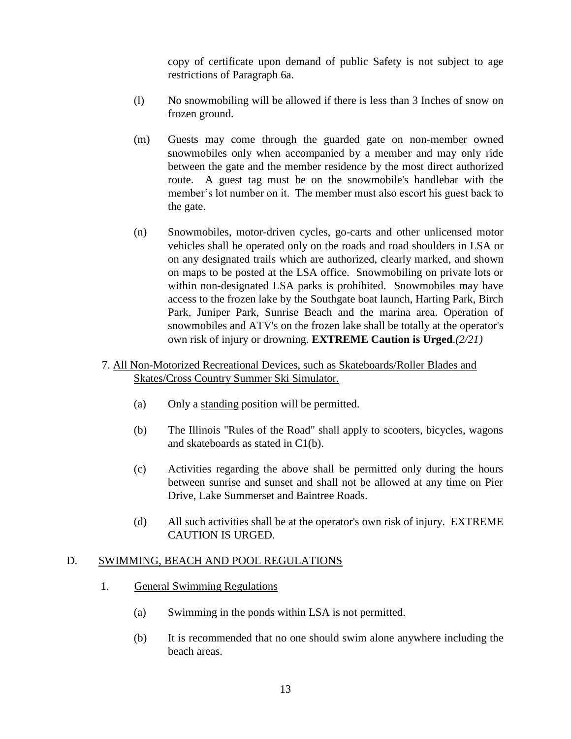copy of certificate upon demand of public Safety is not subject to age restrictions of Paragraph 6a.

(l) No snowmobiling will be allowed if there is less than 3 Inches of snow on frozen ground.

(m) Guests may come through the guarded gate on non-member owned snowmobiles only when accompanied by a member and may only ride between the gate and the member residence by the most direct authorized route. A guest tag must be on the snowmobile's handlebar with the member's lot number on it. The member must also escort his guest back to the gate.

(n) Snowmobiles, motor-driven cycles, go-carts and other unlicensed motor vehicles shall be operated only on the roads and road shoulders in LSA or on any designated trails which are authorized, clearly marked, and shown on maps to be posted at the LSA office. Snowmobiling on private lots or within non-designated LSA parks is prohibited. Snowmobiles may have access to the frozen lake by the Southgate boat launch, Harting Park, Birch Park, Juniper Park, Sunrise Beach and the marina area. Operation of snowmobiles and ATV's on the frozen lake shall be totally at the operator's own risk of injury or drowning. **EXTREME Caution is Urged**.*(2/21)*

7. <u>All Non-Motorized Recreational Devices, such as Skateboards/Roller Blades and Skates/Cross Country Summer Ski Simulator.</u>

(a) Only a <u>standing</u> position will be permitted.

(b) The Illinois "Rules of the Road" shall apply to scooters, bicycles, wagons and skateboards as stated in C1(b).

(c) Activities regarding the above shall be permitted only during the hours between sunrise and sunset and shall not be allowed at any time on Pier Drive, Lake Summerset and Baintree Roads.

(d) All such activities shall be at the operator's own risk of injury. EXTREME CAUTION IS URGED.

## D. SWIMMING, BEACH AND POOL REGULATIONS

### 1. General Swimming Regulations

(a) Swimming in the ponds within LSA is not permitted.

(b) It is recommended that no one should swim alone anywhere including the beach areas.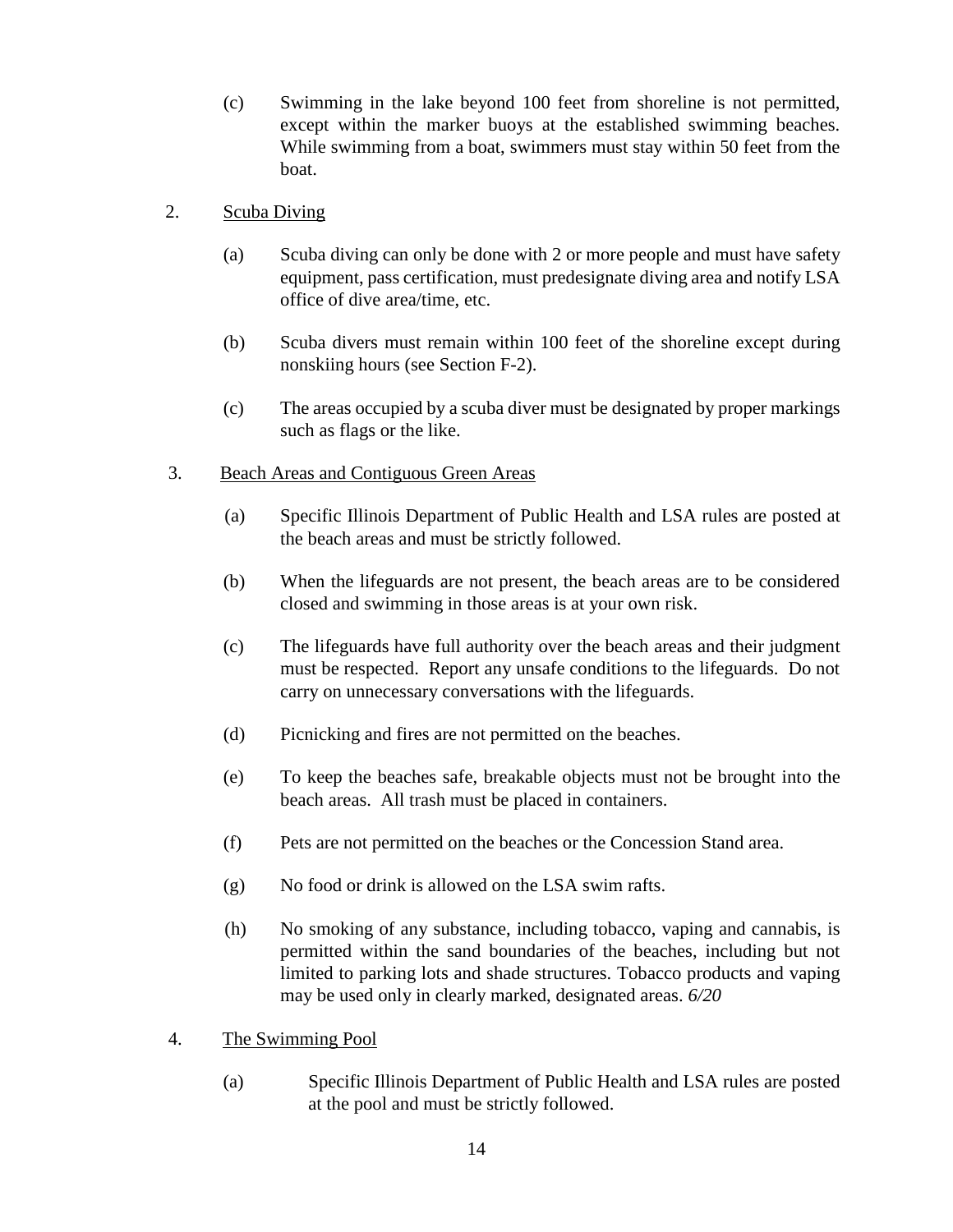(c) Swimming in the lake beyond 100 feet from shoreline is not permitted, except within the marker buoys at the established swimming beaches. While swimming from a boat, swimmers must stay within 50 feet from the boat.

2. Scuba Diving

(a) Scuba diving can only be done with 2 or more people and must have safety equipment, pass certification, must predesignate diving area and notify LSA office of dive area/time, etc.

(b) Scuba divers must remain within 100 feet of the shoreline except during nonskiing hours (see Section F-2).

(c) The areas occupied by a scuba diver must be designated by proper markings such as flags or the like.

3. Beach Areas and Contiguous Green Areas

(a) Specific Illinois Department of Public Health and LSA rules are posted at the beach areas and must be strictly followed.

(b) When the lifeguards are not present, the beach areas are to be considered closed and swimming in those areas is at your own risk.

(c) The lifeguards have full authority over the beach areas and their judgment must be respected. Report any unsafe conditions to the lifeguards. Do not carry on unnecessary conversations with the lifeguards.

(d) Picnicking and fires are not permitted on the beaches.

(e) To keep the beaches safe, breakable objects must not be brought into the beach areas. All trash must be placed in containers.

(f) Pets are not permitted on the beaches or the Concession Stand area.

(g) No food or drink is allowed on the LSA swim rafts.

(h) No smoking of any substance, including tobacco, vaping and cannabis, is permitted within the sand boundaries of the beaches, including but not limited to parking lots and shade structures. Tobacco products and vaping may be used only in clearly marked, designated areas. *6/20*

4. The Swimming Pool

(a) Specific Illinois Department of Public Health and LSA rules are posted at the pool and must be strictly followed.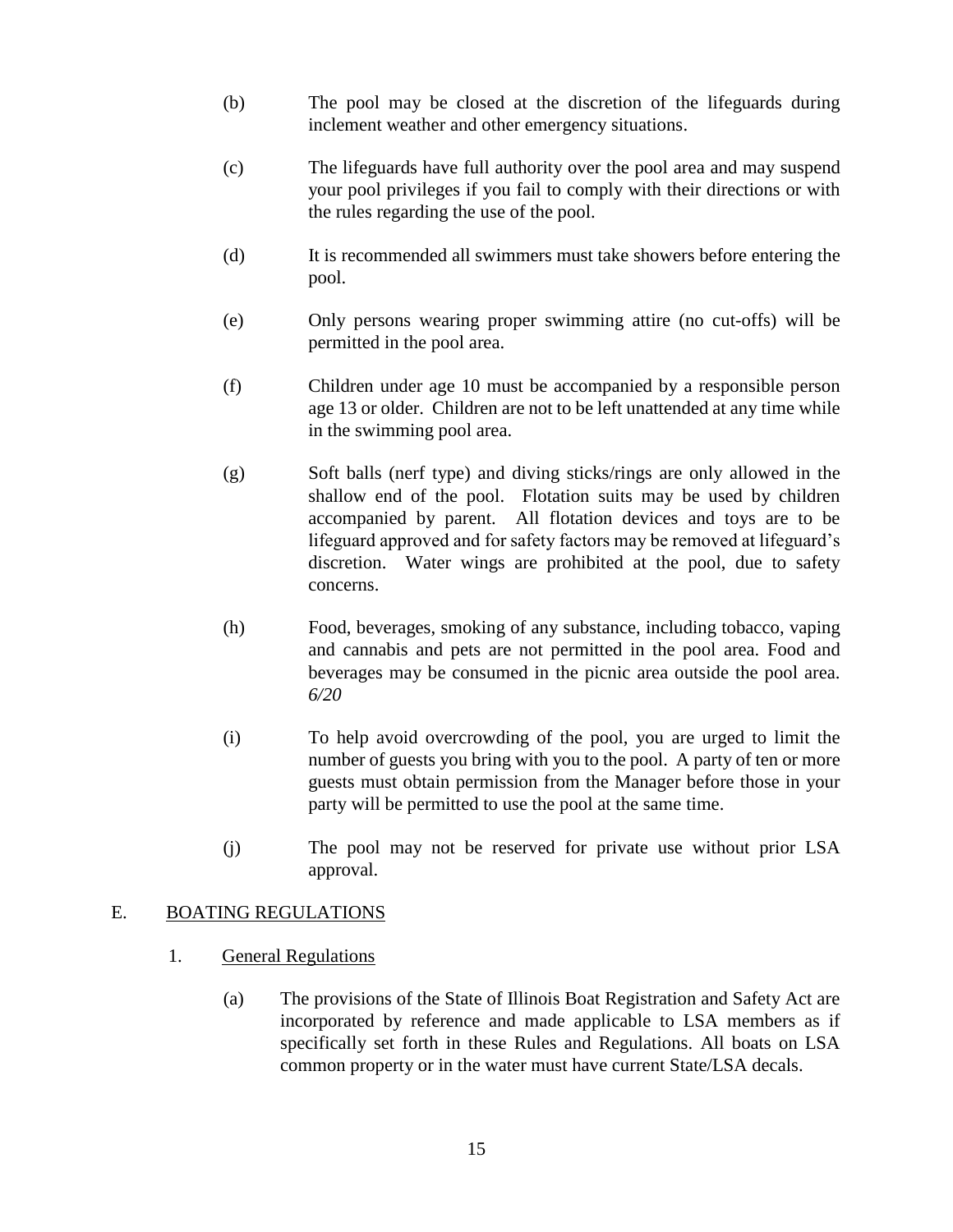(b) The pool may be closed at the discretion of the lifeguards during inclement weather and other emergency situations.

(c) The lifeguards have full authority over the pool area and may suspend your pool privileges if you fail to comply with their directions or with the rules regarding the use of the pool.

(d) It is recommended all swimmers must take showers before entering the pool.

(e) Only persons wearing proper swimming attire (no cut-offs) will be permitted in the pool area.

(f) Children under age 10 must be accompanied by a responsible person age 13 or older. Children are not to be left unattended at any time while in the swimming pool area.

(g) Soft balls (nerf type) and diving sticks/rings are only allowed in the shallow end of the pool. Flotation suits may be used by children accompanied by parent. All flotation devices and toys are to be lifeguard approved and for safety factors may be removed at lifeguard's discretion. Water wings are prohibited at the pool, due to safety concerns.

(h) Food, beverages, smoking of any substance, including tobacco, vaping and cannabis and pets are not permitted in the pool area. Food and beverages may be consumed in the picnic area outside the pool area. *6/20*

(i) To help avoid overcrowding of the pool, you are urged to limit the number of guests you bring with you to the pool. A party of ten or more guests must obtain permission from the Manager before those in your party will be permitted to use the pool at the same time.

(j) The pool may not be reserved for private use without prior LSA approval.

## E. BOATING REGULATIONS

### 1. General Regulations

(a) The provisions of the State of Illinois Boat Registration and Safety Act are incorporated by reference and made applicable to LSA members as if specifically set forth in these Rules and Regulations. All boats on LSA common property or in the water must have current State/LSA decals.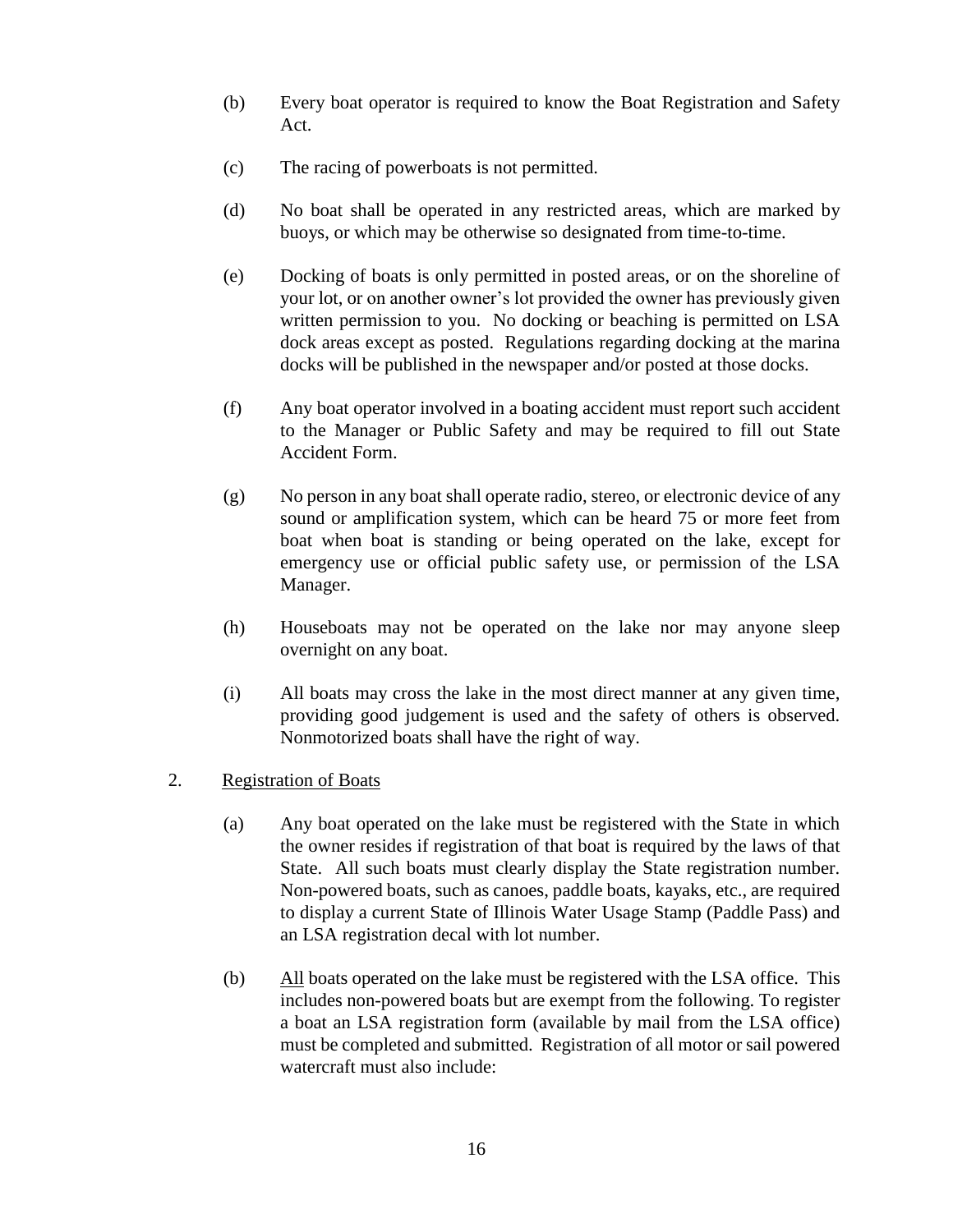(b) Every boat operator is required to know the Boat Registration and Safety Act.

(c) The racing of powerboats is not permitted.

(d) No boat shall be operated in any restricted areas, which are marked by buoys, or which may be otherwise so designated from time-to-time.

(e) Docking of boats is only permitted in posted areas, or on the shoreline of your lot, or on another owner's lot provided the owner has previously given written permission to you. No docking or beaching is permitted on LSA dock areas except as posted. Regulations regarding docking at the marina docks will be published in the newspaper and/or posted at those docks.

(f) Any boat operator involved in a boating accident must report such accident to the Manager or Public Safety and may be required to fill out State Accident Form.

(g) No person in any boat shall operate radio, stereo, or electronic device of any sound or amplification system, which can be heard 75 or more feet from boat when boat is standing or being operated on the lake, except for emergency use or official public safety use, or permission of the LSA Manager.

(h) Houseboats may not be operated on the lake nor may anyone sleep overnight on any boat.

(i) All boats may cross the lake in the most direct manner at any given time, providing good judgement is used and the safety of others is observed. Nonmotorized boats shall have the right of way.

2. <u>Registration of Boats</u>

(a) Any boat operated on the lake must be registered with the State in which the owner resides if registration of that boat is required by the laws of that State. All such boats must clearly display the State registration number. Non-powered boats, such as canoes, paddle boats, kayaks, etc., are required to display a current State of Illinois Water Usage Stamp (Paddle Pass) and an LSA registration decal with lot number.

(b) <u>All</u> boats operated on the lake must be registered with the LSA office. This includes non-powered boats but are exempt from the following. To register a boat an LSA registration form (available by mail from the LSA office) must be completed and submitted. Registration of all motor or sail powered watercraft must also include: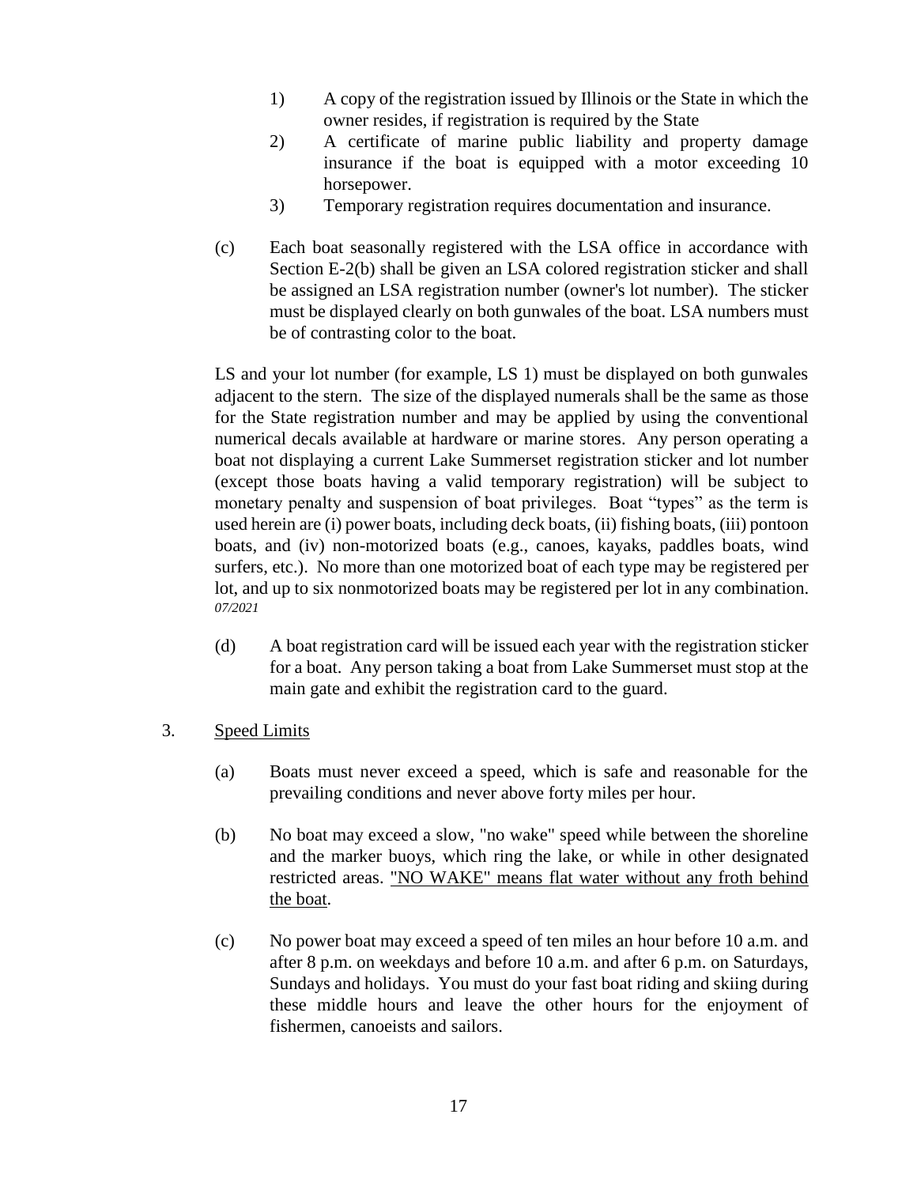1) A copy of the registration issued by Illinois or the State in which the owner resides, if registration is required by the State
2) A certificate of marine public liability and property damage insurance if the boat is equipped with a motor exceeding 10 horsepower.
3) Temporary registration requires documentation and insurance.

(c) Each boat seasonally registered with the LSA office in accordance with Section E-2(b) shall be given an LSA colored registration sticker and shall be assigned an LSA registration number (owner's lot number). The sticker must be displayed clearly on both gunwales of the boat. LSA numbers must be of contrasting color to the boat.

LS and your lot number (for example, LS 1) must be displayed on both gunwales adjacent to the stern. The size of the displayed numerals shall be the same as those for the State registration number and may be applied by using the conventional numerical decals available at hardware or marine stores. Any person operating a boat not displaying a current Lake Summerset registration sticker and lot number (except those boats having a valid temporary registration) will be subject to monetary penalty and suspension of boat privileges. Boat "types" as the term is used herein are (i) power boats, including deck boats, (ii) fishing boats, (iii) pontoon boats, and (iv) non-motorized boats (e.g., canoes, kayaks, paddles boats, wind surfers, etc.). No more than one motorized boat of each type may be registered per lot, and up to six nonmotorized boats may be registered per lot in any combination. *07/2021*

(d) A boat registration card will be issued each year with the registration sticker for a boat. Any person taking a boat from Lake Summerset must stop at the main gate and exhibit the registration card to the guard.

3. <u>Speed Limits</u>

(a) Boats must never exceed a speed, which is safe and reasonable for the prevailing conditions and never above forty miles per hour.

(b) No boat may exceed a slow, "no wake" speed while between the shoreline and the marker buoys, which ring the lake, or while in other designated restricted areas. <u>"NO WAKE" means flat water without any froth behind the boat</u>.

(c) No power boat may exceed a speed of ten miles an hour before 10 a.m. and after 8 p.m. on weekdays and before 10 a.m. and after 6 p.m. on Saturdays, Sundays and holidays. You must do your fast boat riding and skiing during these middle hours and leave the other hours for the enjoyment of fishermen, canoeists and sailors.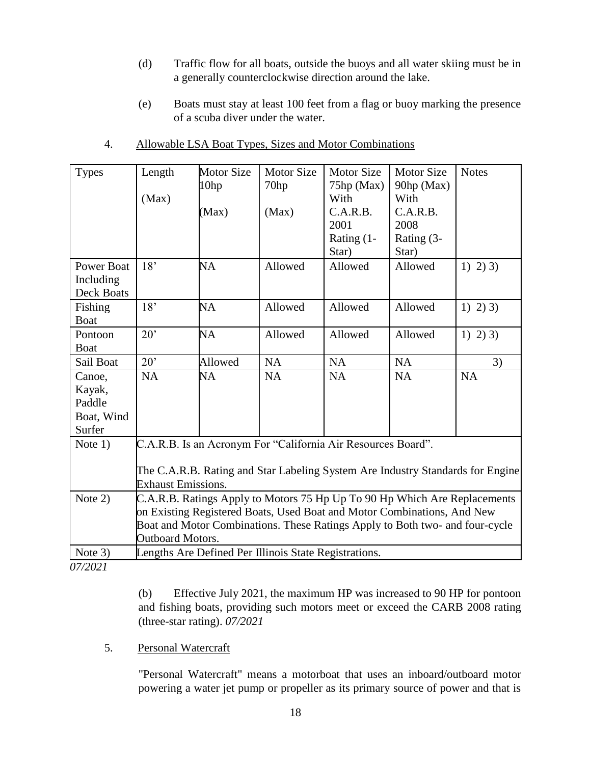(d) Traffic flow for all boats, outside the buoys and all water skiing must be in a generally counterclockwise direction around the lake.

(e) Boats must stay at least 100 feet from a flag or buoy marking the presence of a scuba diver under the water.

4. <u>Allowable LSA Boat Types, Sizes and Motor Combinations</u>

| Types | Length (Max) | Motor Size 10hp (Max) | Motor Size 70hp (Max) | Motor Size 75hp (Max) With C.A.R.B. 2001 Rating (1-Star) | Motor Size 90hp (Max) With C.A.R.B. 2008 Rating (3-Star) | Notes |
|---|---|---|---|---|---|---|
| Power Boat Including Deck Boats | 18' | NA | Allowed | Allowed | Allowed | 1) 2) 3) |
| Fishing Boat | 18' | NA | Allowed | Allowed | Allowed | 1) 2) 3) |
| Pontoon Boat | 20' | NA | Allowed | Allowed | Allowed | 1) 2) 3) |
| Sail Boat | 20' | Allowed | NA | NA | NA | 3) |
| Canoe, Kayak, Paddle Boat, Wind Surfer | NA | NA | NA | NA | NA | NA |
| Note 1) | C.A.R.B. Is an Acronym For "California Air Resources Board". The C.A.R.B. Rating and Star Labeling System Are Industry Standards for Engine Exhaust Emissions. | | | | | |
| Note 2) | C.A.R.B. Ratings Apply to Motors 75 Hp Up To 90 Hp Which Are Replacements on Existing Registered Boats, Used Boat and Motor Combinations, And New Boat and Motor Combinations. These Ratings Apply to Both two- and four-cycle Outboard Motors. | | | | | |
| Note 3) | Lengths Are Defined Per Illinois State Registrations. | | | | | |

*07/2021*

(b) Effective July 2021, the maximum HP was increased to 90 HP for pontoon and fishing boats, providing such motors meet or exceed the CARB 2008 rating (three-star rating). *07/2021*

5. <u>Personal Watercraft</u>

"Personal Watercraft" means a motorboat that uses an inboard/outboard motor powering a water jet pump or propeller as its primary source of power and that is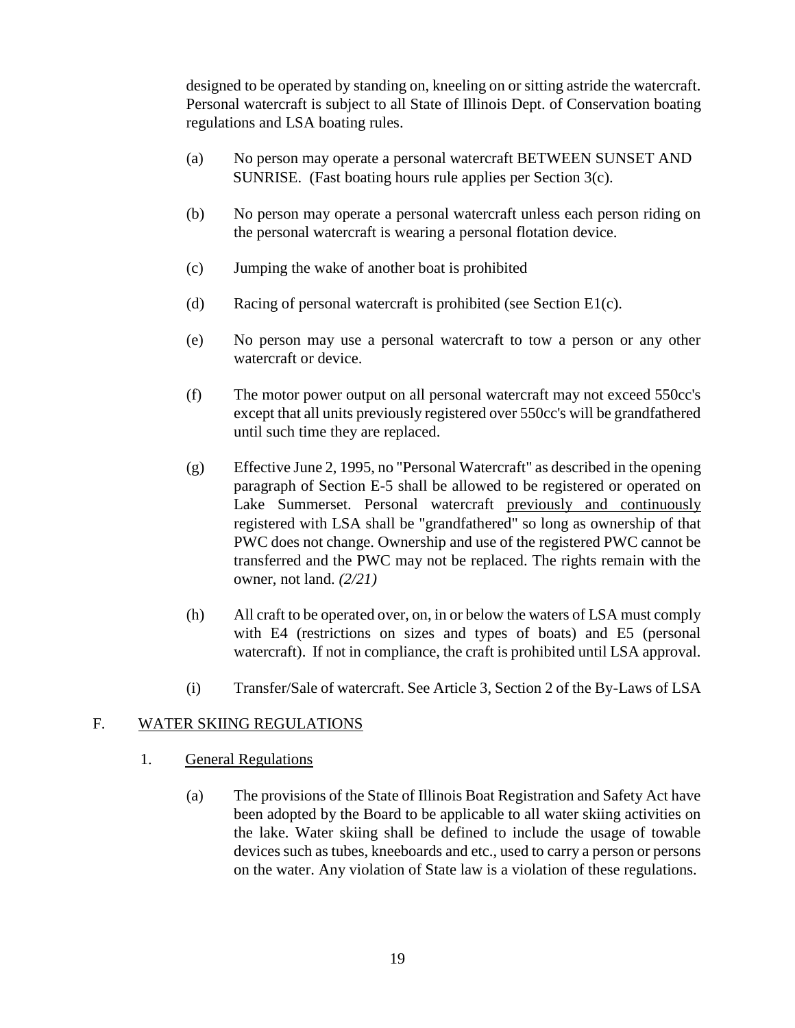designed to be operated by standing on, kneeling on or sitting astride the watercraft. Personal watercraft is subject to all State of Illinois Dept. of Conservation boating regulations and LSA boating rules.

(a) No person may operate a personal watercraft BETWEEN SUNSET AND SUNRISE. (Fast boating hours rule applies per Section 3(c).

(b) No person may operate a personal watercraft unless each person riding on the personal watercraft is wearing a personal flotation device.

(c) Jumping the wake of another boat is prohibited

(d) Racing of personal watercraft is prohibited (see Section E1(c).

(e) No person may use a personal watercraft to tow a person or any other watercraft or device.

(f) The motor power output on all personal watercraft may not exceed 550cc's except that all units previously registered over 550cc's will be grandfathered until such time they are replaced.

(g) Effective June 2, 1995, no "Personal Watercraft" as described in the opening paragraph of Section E-5 shall be allowed to be registered or operated on Lake Summerset. Personal watercraft <u>previously and continuously</u> registered with LSA shall be "grandfathered" so long as ownership of that PWC does not change. Ownership and use of the registered PWC cannot be transferred and the PWC may not be replaced. The rights remain with the owner, not land. *(2/21)*

(h) All craft to be operated over, on, in or below the waters of LSA must comply with E4 (restrictions on sizes and types of boats) and E5 (personal watercraft). If not in compliance, the craft is prohibited until LSA approval.

(i) Transfer/Sale of watercraft. See Article 3, Section 2 of the By-Laws of LSA

## F. <u>WATER SKIING REGULATIONS</u>

### 1. <u>General Regulations</u>

(a) The provisions of the State of Illinois Boat Registration and Safety Act have been adopted by the Board to be applicable to all water skiing activities on the lake. Water skiing shall be defined to include the usage of towable devices such as tubes, kneeboards and etc., used to carry a person or persons on the water. Any violation of State law is a violation of these regulations.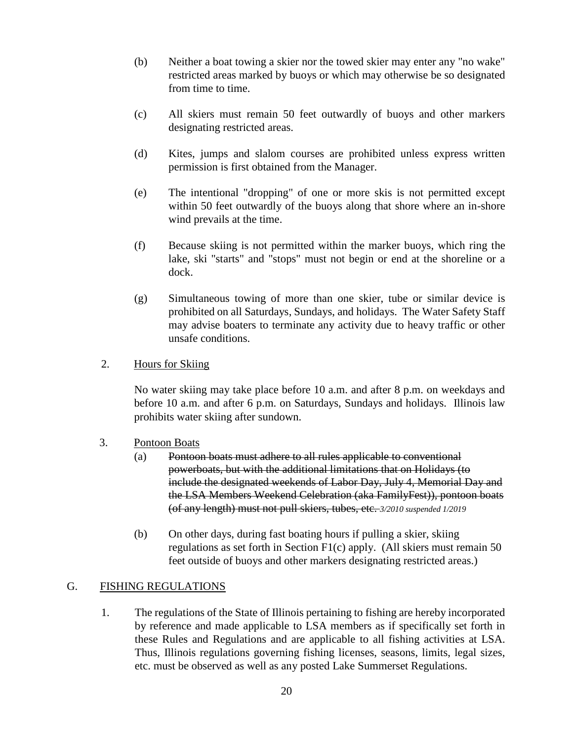(b) Neither a boat towing a skier nor the towed skier may enter any "no wake" restricted areas marked by buoys or which may otherwise be so designated from time to time.

(c) All skiers must remain 50 feet outwardly of buoys and other markers designating restricted areas.

(d) Kites, jumps and slalom courses are prohibited unless express written permission is first obtained from the Manager.

(e) The intentional "dropping" of one or more skis is not permitted except within 50 feet outwardly of the buoys along that shore where an in-shore wind prevails at the time.

(f) Because skiing is not permitted within the marker buoys, which ring the lake, ski "starts" and "stops" must not begin or end at the shoreline or a dock.

(g) Simultaneous towing of more than one skier, tube or similar device is prohibited on all Saturdays, Sundays, and holidays. The Water Safety Staff may advise boaters to terminate any activity due to heavy traffic or other unsafe conditions.

2. <u>Hours for Skiing</u>

No water skiing may take place before 10 a.m. and after 8 p.m. on weekdays and before 10 a.m. and after 6 p.m. on Saturdays, Sundays and holidays. Illinois law prohibits water skiing after sundown.

3. <u>Pontoon Boats</u>

(a) ~~Pontoon boats must adhere to all rules applicable to conventional powerboats, but with the additional limitations that on Holidays (to include the designated weekends of Labor Day, July 4, Memorial Day and the LSA Members Weekend Celebration (aka FamilyFest)), pontoon boats (of any length) must not pull skiers, tubes, etc.~~ *3/2010 suspended 1/2019*

(b) On other days, during fast boating hours if pulling a skier, skiing regulations as set forth in Section F1(c) apply. (All skiers must remain 50 feet outside of buoys and other markers designating restricted areas.)

## G. <u>FISHING REGULATIONS</u>

1. The regulations of the State of Illinois pertaining to fishing are hereby incorporated by reference and made applicable to LSA members as if specifically set forth in these Rules and Regulations and are applicable to all fishing activities at LSA. Thus, Illinois regulations governing fishing licenses, seasons, limits, legal sizes, etc. must be observed as well as any posted Lake Summerset Regulations.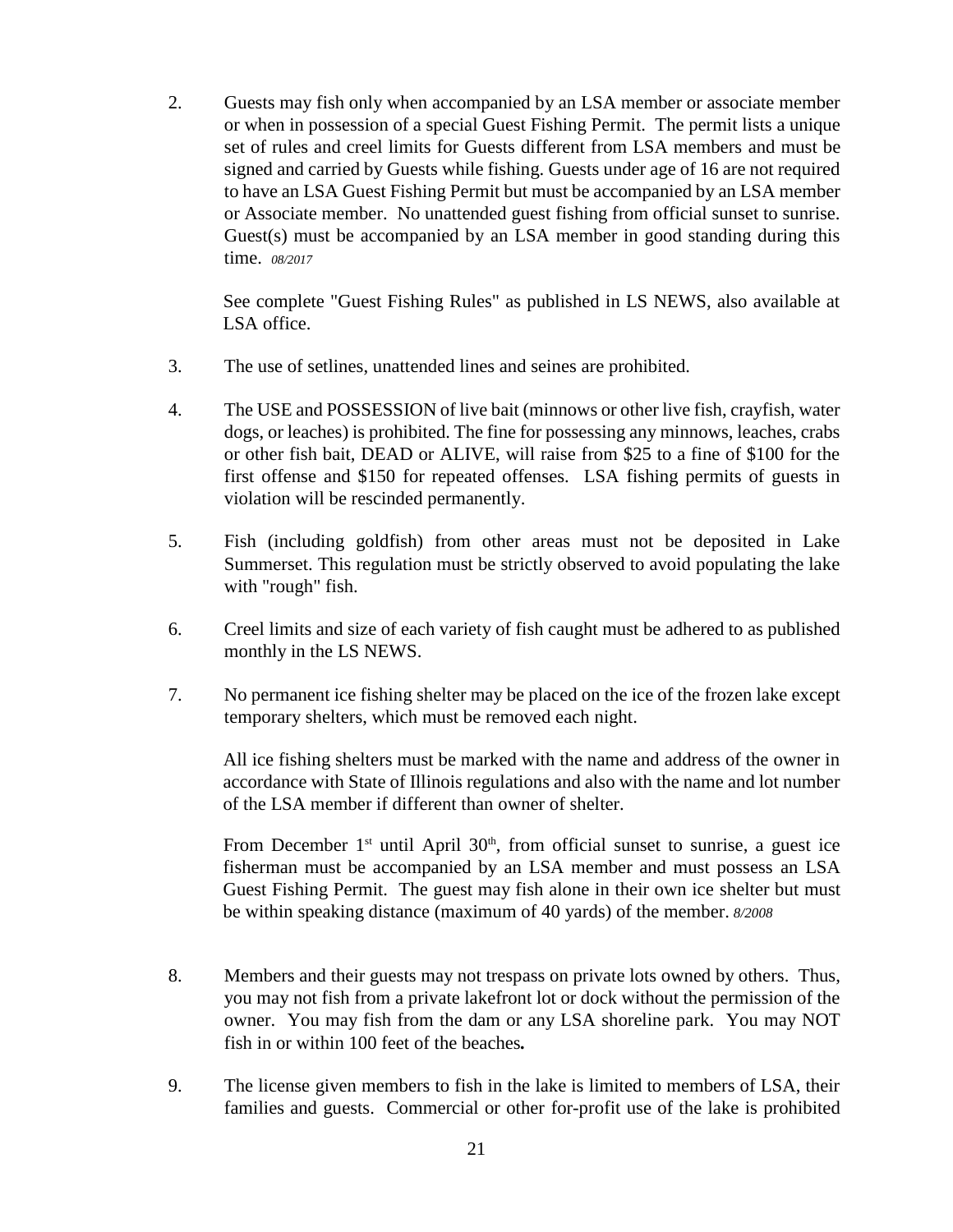2. Guests may fish only when accompanied by an LSA member or associate member or when in possession of a special Guest Fishing Permit. The permit lists a unique set of rules and creel limits for Guests different from LSA members and must be signed and carried by Guests while fishing. Guests under age of 16 are not required to have an LSA Guest Fishing Permit but must be accompanied by an LSA member or Associate member. No unattended guest fishing from official sunset to sunrise. Guest(s) must be accompanied by an LSA member in good standing during this time. *08/2017*

   See complete "Guest Fishing Rules" as published in LS NEWS, also available at LSA office.

3. The use of setlines, unattended lines and seines are prohibited.

4. The USE and POSSESSION of live bait (minnows or other live fish, crayfish, water dogs, or leaches) is prohibited. The fine for possessing any minnows, leaches, crabs or other fish bait, DEAD or ALIVE, will raise from $25 to a fine of $100 for the first offense and $150 for repeated offenses. LSA fishing permits of guests in violation will be rescinded permanently.

5. Fish (including goldfish) from other areas must not be deposited in Lake Summerset. This regulation must be strictly observed to avoid populating the lake with "rough" fish.

6. Creel limits and size of each variety of fish caught must be adhered to as published monthly in the LS NEWS.

7. No permanent ice fishing shelter may be placed on the ice of the frozen lake except temporary shelters, which must be removed each night.

   All ice fishing shelters must be marked with the name and address of the owner in accordance with State of Illinois regulations and also with the name and lot number of the LSA member if different than owner of shelter.

   From December 1st until April 30th, from official sunset to sunrise, a guest ice fisherman must be accompanied by an LSA member and must possess an LSA Guest Fishing Permit. The guest may fish alone in their own ice shelter but must be within speaking distance (maximum of 40 yards) of the member. *8/2008*

8. Members and their guests may not trespass on private lots owned by others. Thus, you may not fish from a private lakefront lot or dock without the permission of the owner. You may fish from the dam or any LSA shoreline park. You may NOT fish in or within 100 feet of the beaches**.**

9. The license given members to fish in the lake is limited to members of LSA, their families and guests. Commercial or other for-profit use of the lake is prohibited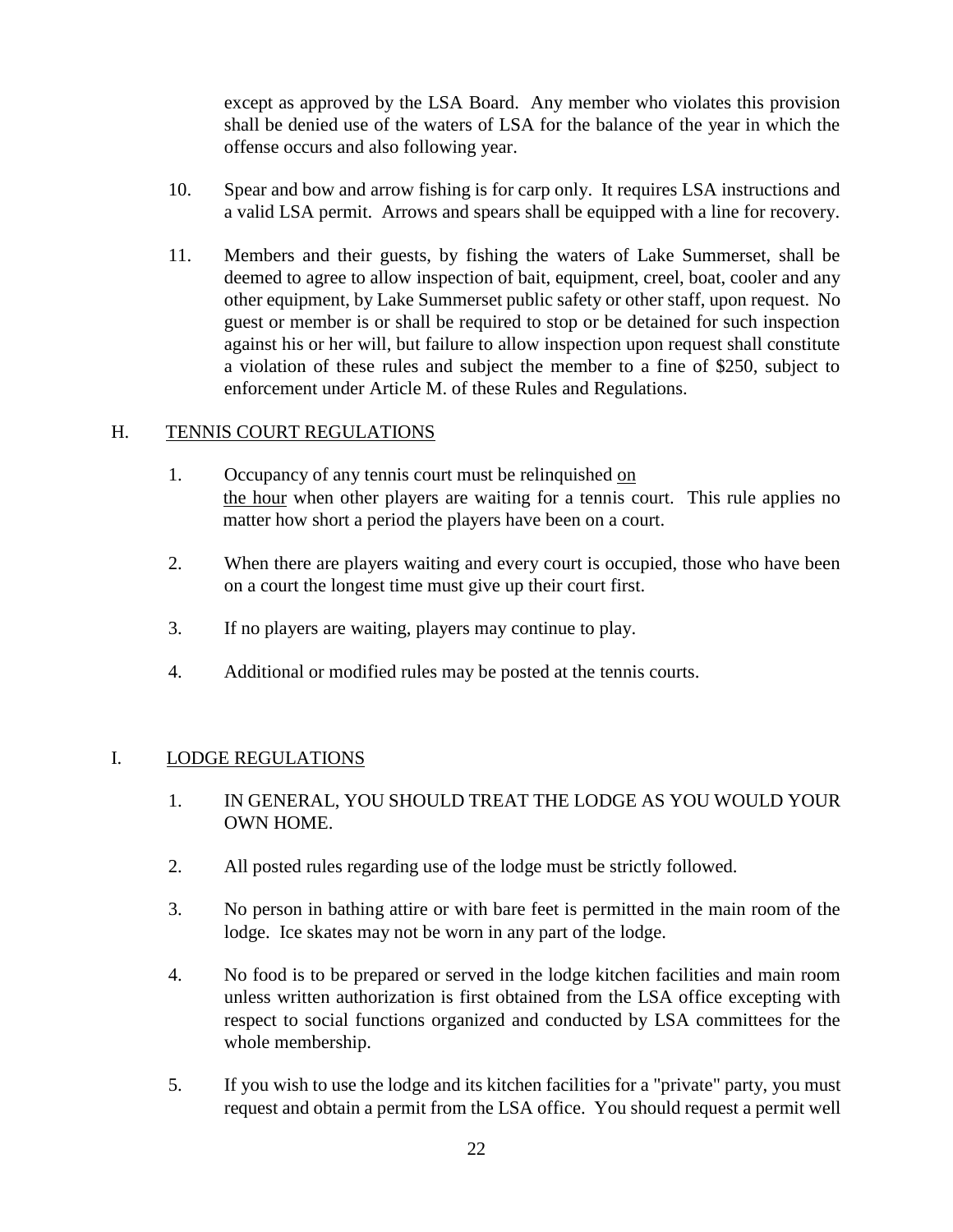except as approved by the LSA Board. Any member who violates this provision shall be denied use of the waters of LSA for the balance of the year in which the offense occurs and also following year.

10. Spear and bow and arrow fishing is for carp only. It requires LSA instructions and a valid LSA permit. Arrows and spears shall be equipped with a line for recovery.

11. Members and their guests, by fishing the waters of Lake Summerset, shall be deemed to agree to allow inspection of bait, equipment, creel, boat, cooler and any other equipment, by Lake Summerset public safety or other staff, upon request. No guest or member is or shall be required to stop or be detained for such inspection against his or her will, but failure to allow inspection upon request shall constitute a violation of these rules and subject the member to a fine of $250, subject to enforcement under Article M. of these Rules and Regulations.

## H. TENNIS COURT REGULATIONS

1. Occupancy of any tennis court must be relinquished <u>on the hour</u> when other players are waiting for a tennis court. This rule applies no matter how short a period the players have been on a court.

2. When there are players waiting and every court is occupied, those who have been on a court the longest time must give up their court first.

3. If no players are waiting, players may continue to play.

4. Additional or modified rules may be posted at the tennis courts.

## I. LODGE REGULATIONS

1. IN GENERAL, YOU SHOULD TREAT THE LODGE AS YOU WOULD YOUR OWN HOME.

2. All posted rules regarding use of the lodge must be strictly followed.

3. No person in bathing attire or with bare feet is permitted in the main room of the lodge. Ice skates may not be worn in any part of the lodge.

4. No food is to be prepared or served in the lodge kitchen facilities and main room unless written authorization is first obtained from the LSA office excepting with respect to social functions organized and conducted by LSA committees for the whole membership.

5. If you wish to use the lodge and its kitchen facilities for a "private" party, you must request and obtain a permit from the LSA office. You should request a permit well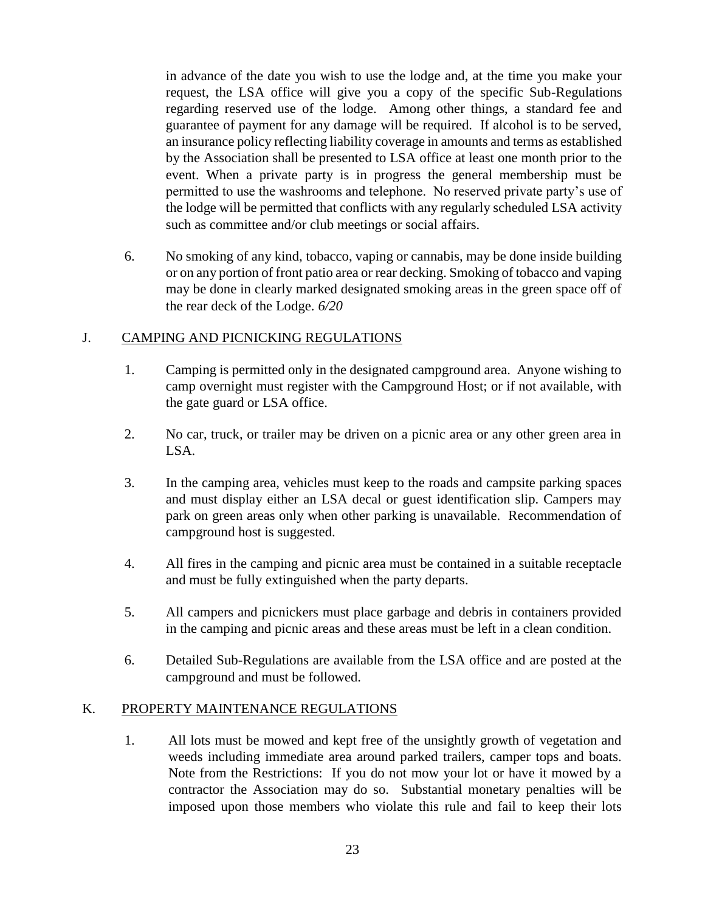in advance of the date you wish to use the lodge and, at the time you make your request, the LSA office will give you a copy of the specific Sub-Regulations regarding reserved use of the lodge. Among other things, a standard fee and guarantee of payment for any damage will be required. If alcohol is to be served, an insurance policy reflecting liability coverage in amounts and terms as established by the Association shall be presented to LSA office at least one month prior to the event. When a private party is in progress the general membership must be permitted to use the washrooms and telephone. No reserved private party's use of the lodge will be permitted that conflicts with any regularly scheduled LSA activity such as committee and/or club meetings or social affairs.

6. No smoking of any kind, tobacco, vaping or cannabis, may be done inside building or on any portion of front patio area or rear decking. Smoking of tobacco and vaping may be done in clearly marked designated smoking areas in the green space off of the rear deck of the Lodge. *6/20*

## J. CAMPING AND PICNICKING REGULATIONS

1. Camping is permitted only in the designated campground area. Anyone wishing to camp overnight must register with the Campground Host; or if not available, with the gate guard or LSA office.

2. No car, truck, or trailer may be driven on a picnic area or any other green area in LSA.

3. In the camping area, vehicles must keep to the roads and campsite parking spaces and must display either an LSA decal or guest identification slip. Campers may park on green areas only when other parking is unavailable. Recommendation of campground host is suggested.

4. All fires in the camping and picnic area must be contained in a suitable receptacle and must be fully extinguished when the party departs.

5. All campers and picnickers must place garbage and debris in containers provided in the camping and picnic areas and these areas must be left in a clean condition.

6. Detailed Sub-Regulations are available from the LSA office and are posted at the campground and must be followed.

## K. PROPERTY MAINTENANCE REGULATIONS

1. All lots must be mowed and kept free of the unsightly growth of vegetation and weeds including immediate area around parked trailers, camper tops and boats. Note from the Restrictions: If you do not mow your lot or have it mowed by a contractor the Association may do so. Substantial monetary penalties will be imposed upon those members who violate this rule and fail to keep their lots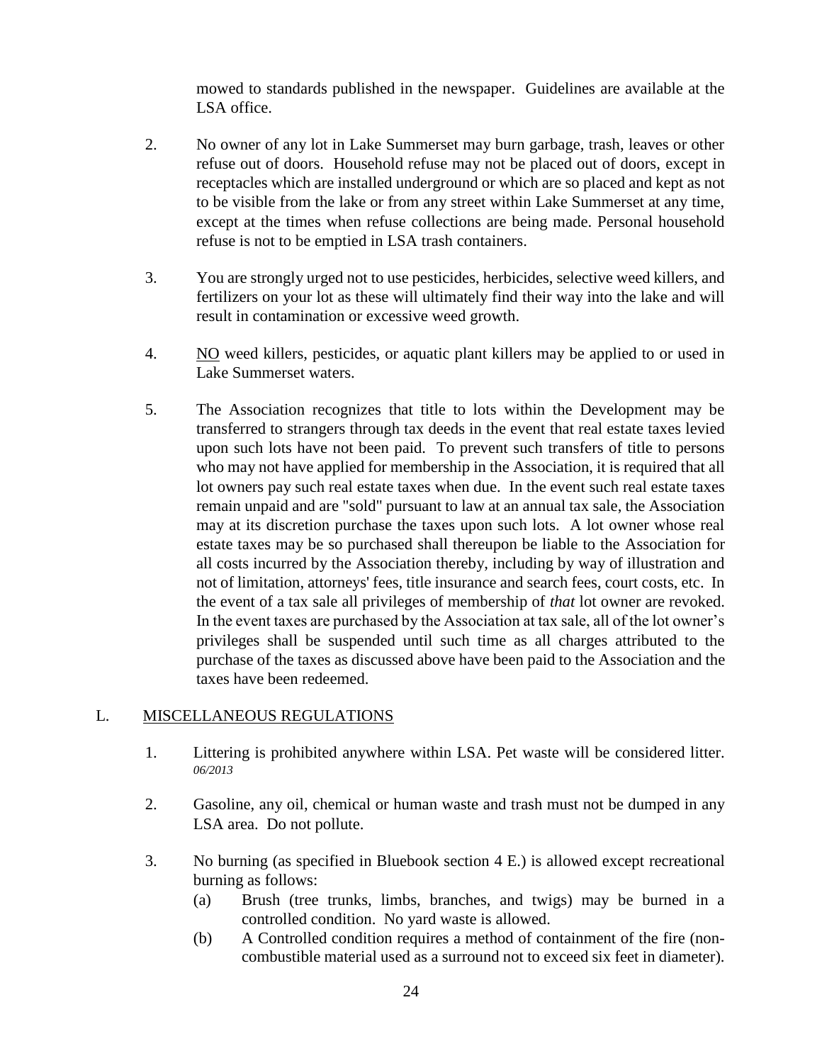mowed to standards published in the newspaper. Guidelines are available at the LSA office.

2. No owner of any lot in Lake Summerset may burn garbage, trash, leaves or other refuse out of doors. Household refuse may not be placed out of doors, except in receptacles which are installed underground or which are so placed and kept as not to be visible from the lake or from any street within Lake Summerset at any time, except at the times when refuse collections are being made. Personal household refuse is not to be emptied in LSA trash containers.

3. You are strongly urged not to use pesticides, herbicides, selective weed killers, and fertilizers on your lot as these will ultimately find their way into the lake and will result in contamination or excessive weed growth.

4. <u>NO</u> weed killers, pesticides, or aquatic plant killers may be applied to or used in Lake Summerset waters.

5. The Association recognizes that title to lots within the Development may be transferred to strangers through tax deeds in the event that real estate taxes levied upon such lots have not been paid. To prevent such transfers of title to persons who may not have applied for membership in the Association, it is required that all lot owners pay such real estate taxes when due. In the event such real estate taxes remain unpaid and are "sold" pursuant to law at an annual tax sale, the Association may at its discretion purchase the taxes upon such lots. A lot owner whose real estate taxes may be so purchased shall thereupon be liable to the Association for all costs incurred by the Association thereby, including by way of illustration and not of limitation, attorneys' fees, title insurance and search fees, court costs, etc. In the event of a tax sale all privileges of membership of *that* lot owner are revoked. In the event taxes are purchased by the Association at tax sale, all of the lot owner's privileges shall be suspended until such time as all charges attributed to the purchase of the taxes as discussed above have been paid to the Association and the taxes have been redeemed.

## L. <u>MISCELLANEOUS REGULATIONS</u>

1. Littering is prohibited anywhere within LSA. Pet waste will be considered litter. *06/2013*

2. Gasoline, any oil, chemical or human waste and trash must not be dumped in any LSA area. Do not pollute.

3. No burning (as specified in Bluebook section 4 E.) is allowed except recreational burning as follows:
   - (a) Brush (tree trunks, limbs, branches, and twigs) may be burned in a controlled condition. No yard waste is allowed.
   - (b) A Controlled condition requires a method of containment of the fire (non-combustible material used as a surround not to exceed six feet in diameter).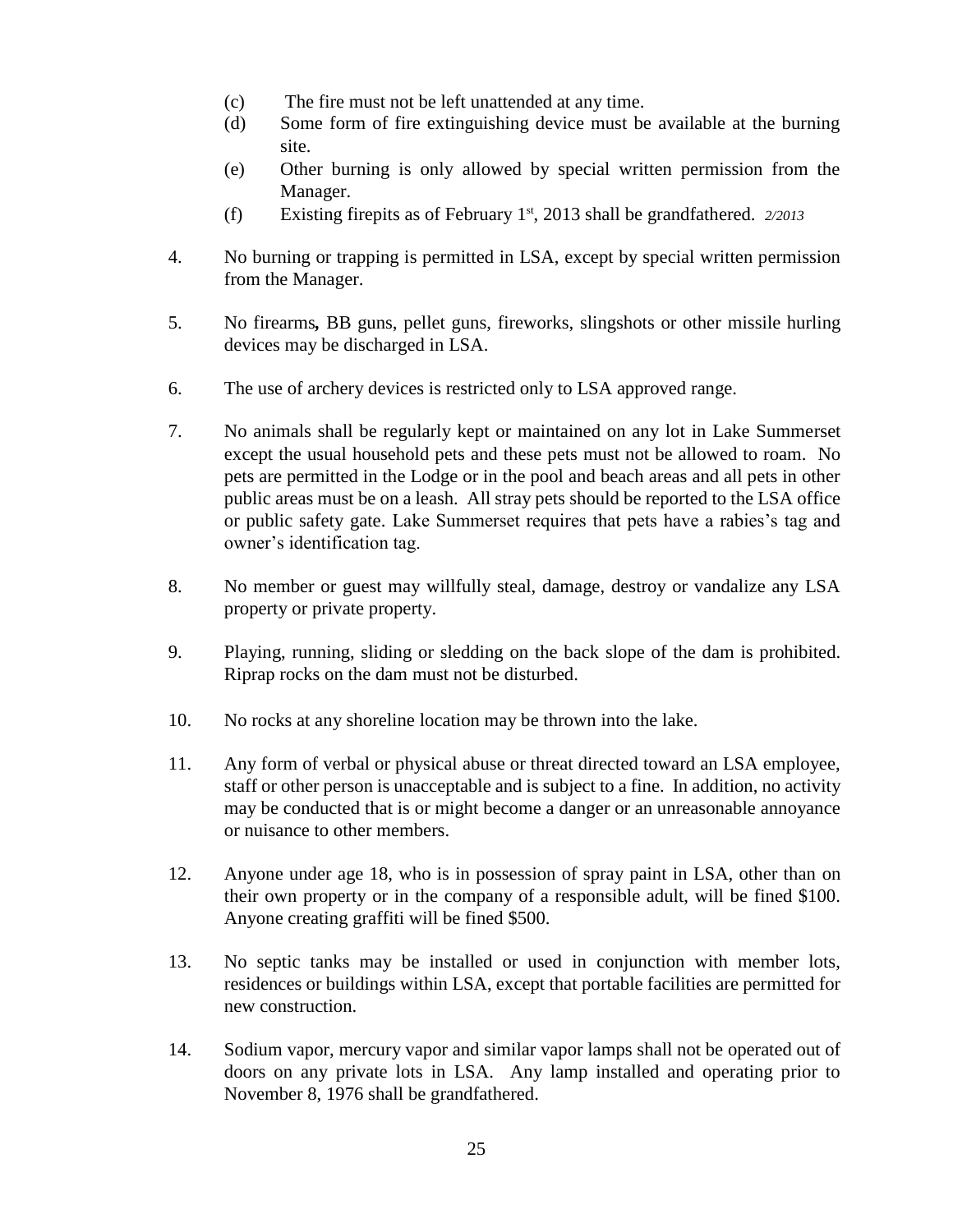(c) The fire must not be left unattended at any time.

(d) Some form of fire extinguishing device must be available at the burning site.

(e) Other burning is only allowed by special written permission from the Manager.

(f) Existing firepits as of February 1st, 2013 shall be grandfathered. *2/2013*

4. No burning or trapping is permitted in LSA, except by special written permission from the Manager.

5. No firearms**,** BB guns, pellet guns, fireworks, slingshots or other missile hurling devices may be discharged in LSA.

6. The use of archery devices is restricted only to LSA approved range.

7. No animals shall be regularly kept or maintained on any lot in Lake Summerset except the usual household pets and these pets must not be allowed to roam. No pets are permitted in the Lodge or in the pool and beach areas and all pets in other public areas must be on a leash. All stray pets should be reported to the LSA office or public safety gate. Lake Summerset requires that pets have a rabies's tag and owner's identification tag.

8. No member or guest may willfully steal, damage, destroy or vandalize any LSA property or private property.

9. Playing, running, sliding or sledding on the back slope of the dam is prohibited. Riprap rocks on the dam must not be disturbed.

10. No rocks at any shoreline location may be thrown into the lake.

11. Any form of verbal or physical abuse or threat directed toward an LSA employee, staff or other person is unacceptable and is subject to a fine. In addition, no activity may be conducted that is or might become a danger or an unreasonable annoyance or nuisance to other members.

12. Anyone under age 18, who is in possession of spray paint in LSA, other than on their own property or in the company of a responsible adult, will be fined $100. Anyone creating graffiti will be fined $500.

13. No septic tanks may be installed or used in conjunction with member lots, residences or buildings within LSA, except that portable facilities are permitted for new construction.

14. Sodium vapor, mercury vapor and similar vapor lamps shall not be operated out of doors on any private lots in LSA. Any lamp installed and operating prior to November 8, 1976 shall be grandfathered.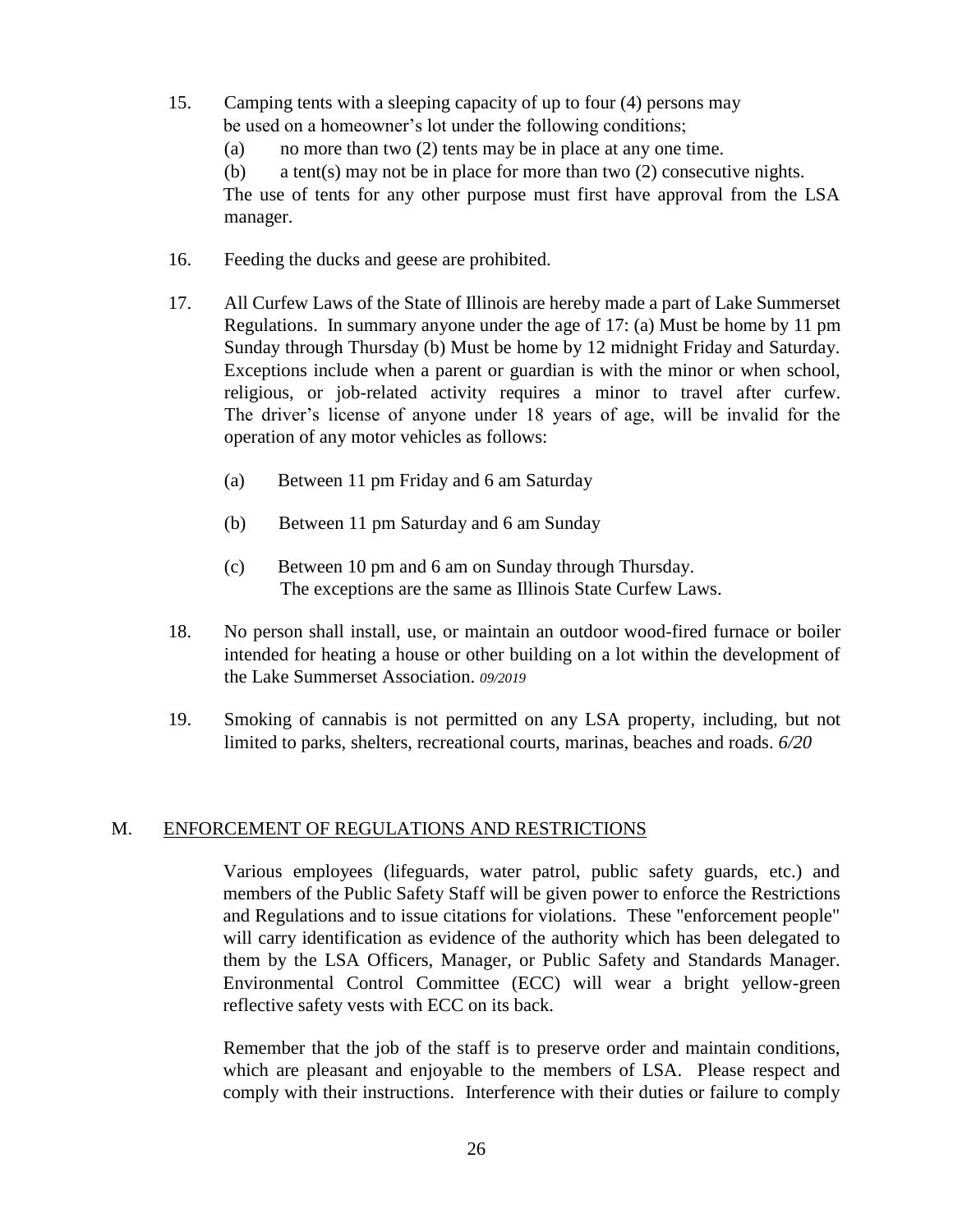15. Camping tents with a sleeping capacity of up to four (4) persons may be used on a homeowner's lot under the following conditions;

    (a) no more than two (2) tents may be in place at any one time.

    (b) a tent(s) may not be in place for more than two (2) consecutive nights.

    The use of tents for any other purpose must first have approval from the LSA manager.

16. Feeding the ducks and geese are prohibited.

17. All Curfew Laws of the State of Illinois are hereby made a part of Lake Summerset Regulations. In summary anyone under the age of 17: (a) Must be home by 11 pm Sunday through Thursday (b) Must be home by 12 midnight Friday and Saturday. Exceptions include when a parent or guardian is with the minor or when school, religious, or job-related activity requires a minor to travel after curfew. The driver's license of anyone under 18 years of age, will be invalid for the operation of any motor vehicles as follows:

    (a) Between 11 pm Friday and 6 am Saturday

    (b) Between 11 pm Saturday and 6 am Sunday

    (c) Between 10 pm and 6 am on Sunday through Thursday. The exceptions are the same as Illinois State Curfew Laws.

18. No person shall install, use, or maintain an outdoor wood-fired furnace or boiler intended for heating a house or other building on a lot within the development of the Lake Summerset Association. *09/2019*

19. Smoking of cannabis is not permitted on any LSA property, including, but not limited to parks, shelters, recreational courts, marinas, beaches and roads. *6/20*

## M. ENFORCEMENT OF REGULATIONS AND RESTRICTIONS

Various employees (lifeguards, water patrol, public safety guards, etc.) and members of the Public Safety Staff will be given power to enforce the Restrictions and Regulations and to issue citations for violations. These "enforcement people" will carry identification as evidence of the authority which has been delegated to them by the LSA Officers, Manager, or Public Safety and Standards Manager. Environmental Control Committee (ECC) will wear a bright yellow-green reflective safety vests with ECC on its back.

Remember that the job of the staff is to preserve order and maintain conditions, which are pleasant and enjoyable to the members of LSA. Please respect and comply with their instructions. Interference with their duties or failure to comply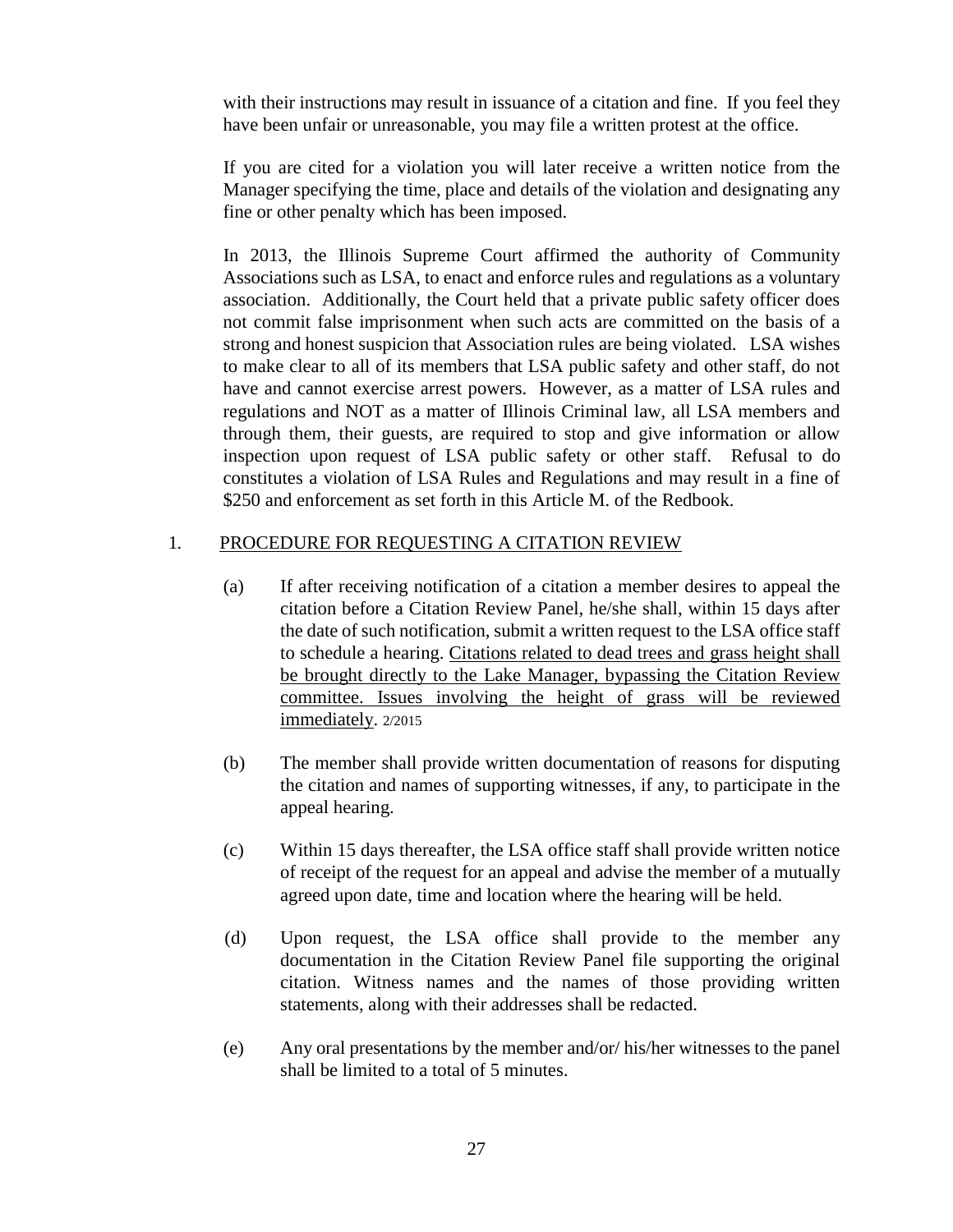with their instructions may result in issuance of a citation and fine. If you feel they have been unfair or unreasonable, you may file a written protest at the office.

If you are cited for a violation you will later receive a written notice from the Manager specifying the time, place and details of the violation and designating any fine or other penalty which has been imposed.

In 2013, the Illinois Supreme Court affirmed the authority of Community Associations such as LSA, to enact and enforce rules and regulations as a voluntary association. Additionally, the Court held that a private public safety officer does not commit false imprisonment when such acts are committed on the basis of a strong and honest suspicion that Association rules are being violated. LSA wishes to make clear to all of its members that LSA public safety and other staff, do not have and cannot exercise arrest powers. However, as a matter of LSA rules and regulations and NOT as a matter of Illinois Criminal law, all LSA members and through them, their guests, are required to stop and give information or allow inspection upon request of LSA public safety or other staff. Refusal to do constitutes a violation of LSA Rules and Regulations and may result in a fine of $250 and enforcement as set forth in this Article M. of the Redbook.

1. <u>PROCEDURE FOR REQUESTING A CITATION REVIEW</u>

(a) If after receiving notification of a citation a member desires to appeal the citation before a Citation Review Panel, he/she shall, within 15 days after the date of such notification, submit a written request to the LSA office staff to schedule a hearing. <u>Citations related to dead trees and grass height shall be brought directly to the Lake Manager, bypassing the Citation Review committee. Issues involving the height of grass will be reviewed immediately</u>. 2/2015

(b) The member shall provide written documentation of reasons for disputing the citation and names of supporting witnesses, if any, to participate in the appeal hearing.

(c) Within 15 days thereafter, the LSA office staff shall provide written notice of receipt of the request for an appeal and advise the member of a mutually agreed upon date, time and location where the hearing will be held.

(d) Upon request, the LSA office shall provide to the member any documentation in the Citation Review Panel file supporting the original citation. Witness names and the names of those providing written statements, along with their addresses shall be redacted.

(e) Any oral presentations by the member and/or/ his/her witnesses to the panel shall be limited to a total of 5 minutes.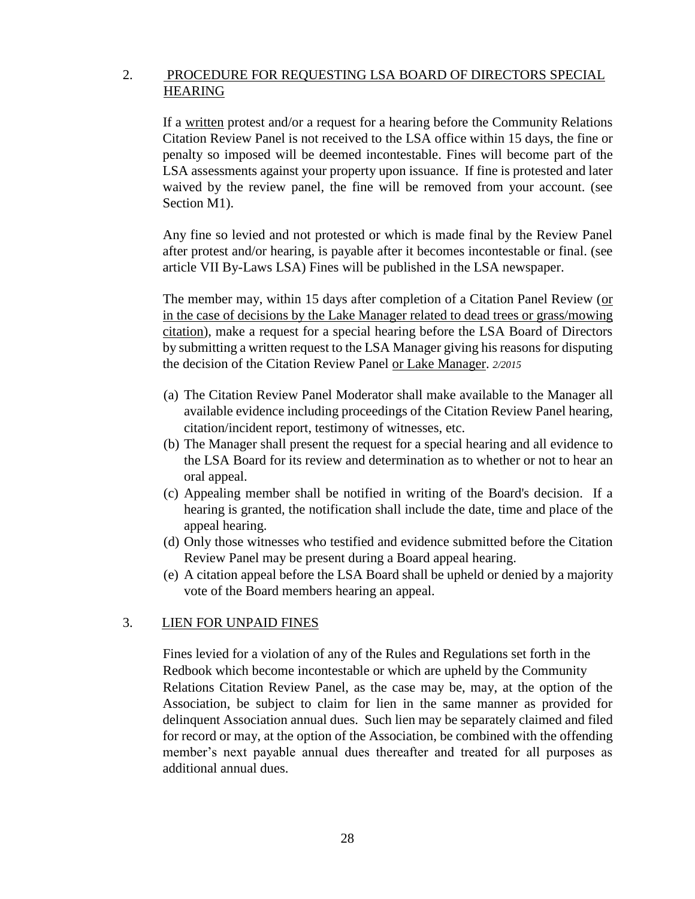2. PROCEDURE FOR REQUESTING LSA BOARD OF DIRECTORS SPECIAL HEARING

If a written protest and/or a request for a hearing before the Community Relations Citation Review Panel is not received to the LSA office within 15 days, the fine or penalty so imposed will be deemed incontestable. Fines will become part of the LSA assessments against your property upon issuance. If fine is protested and later waived by the review panel, the fine will be removed from your account. (see Section M1).

Any fine so levied and not protested or which is made final by the Review Panel after protest and/or hearing, is payable after it becomes incontestable or final. (see article VII By-Laws LSA) Fines will be published in the LSA newspaper.

The member may, within 15 days after completion of a Citation Panel Review (or in the case of decisions by the Lake Manager related to dead trees or grass/mowing citation), make a request for a special hearing before the LSA Board of Directors by submitting a written request to the LSA Manager giving his reasons for disputing the decision of the Citation Review Panel or Lake Manager. *2/2015*

(a) The Citation Review Panel Moderator shall make available to the Manager all available evidence including proceedings of the Citation Review Panel hearing, citation/incident report, testimony of witnesses, etc.

(b) The Manager shall present the request for a special hearing and all evidence to the LSA Board for its review and determination as to whether or not to hear an oral appeal.

(c) Appealing member shall be notified in writing of the Board's decision. If a hearing is granted, the notification shall include the date, time and place of the appeal hearing.

(d) Only those witnesses who testified and evidence submitted before the Citation Review Panel may be present during a Board appeal hearing.

(e) A citation appeal before the LSA Board shall be upheld or denied by a majority vote of the Board members hearing an appeal.

3. LIEN FOR UNPAID FINES

Fines levied for a violation of any of the Rules and Regulations set forth in the Redbook which become incontestable or which are upheld by the Community Relations Citation Review Panel, as the case may be, may, at the option of the Association, be subject to claim for lien in the same manner as provided for delinquent Association annual dues. Such lien may be separately claimed and filed for record or may, at the option of the Association, be combined with the offending member's next payable annual dues thereafter and treated for all purposes as additional annual dues.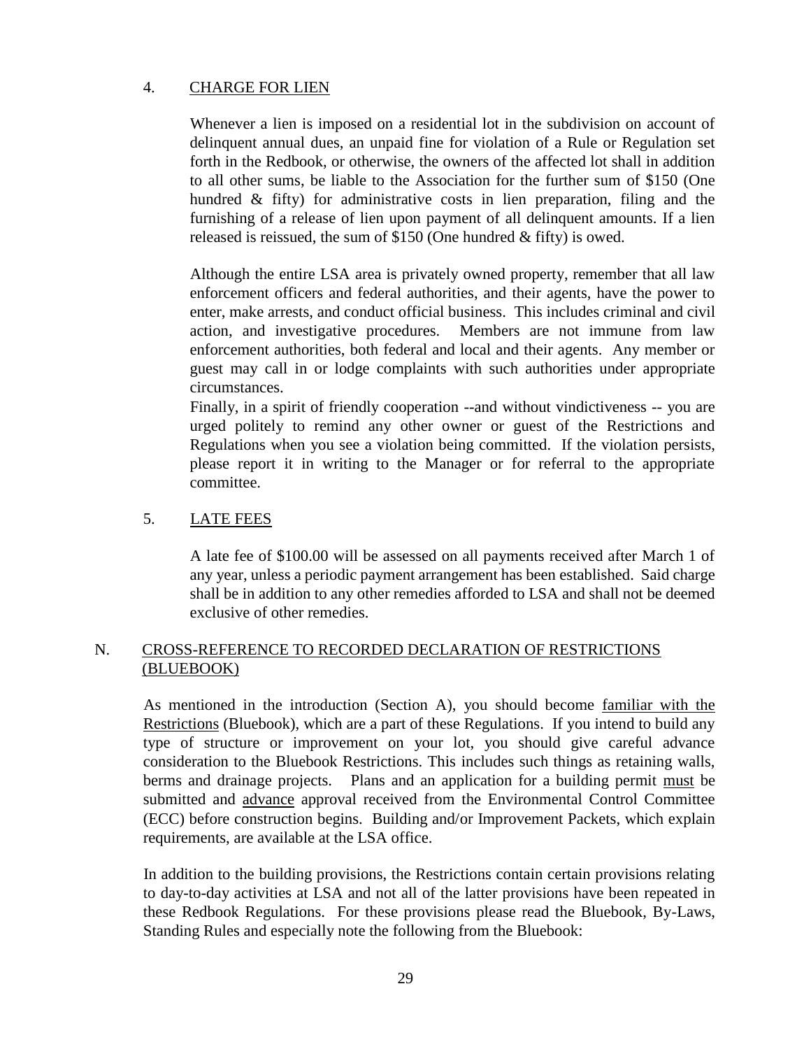4. <u>CHARGE FOR LIEN</u>

Whenever a lien is imposed on a residential lot in the subdivision on account of delinquent annual dues, an unpaid fine for violation of a Rule or Regulation set forth in the Redbook, or otherwise, the owners of the affected lot shall in addition to all other sums, be liable to the Association for the further sum of $150 (One hundred & fifty) for administrative costs in lien preparation, filing and the furnishing of a release of lien upon payment of all delinquent amounts. If a lien released is reissued, the sum of $150 (One hundred & fifty) is owed.

Although the entire LSA area is privately owned property, remember that all law enforcement officers and federal authorities, and their agents, have the power to enter, make arrests, and conduct official business. This includes criminal and civil action, and investigative procedures. Members are not immune from law enforcement authorities, both federal and local and their agents. Any member or guest may call in or lodge complaints with such authorities under appropriate circumstances.

Finally, in a spirit of friendly cooperation --and without vindictiveness -- you are urged politely to remind any other owner or guest of the Restrictions and Regulations when you see a violation being committed. If the violation persists, please report it in writing to the Manager or for referral to the appropriate committee.

5. <u>LATE FEES</u>

A late fee of $100.00 will be assessed on all payments received after March 1 of any year, unless a periodic payment arrangement has been established. Said charge shall be in addition to any other remedies afforded to LSA and shall not be deemed exclusive of other remedies.

## N. <u>CROSS-REFERENCE TO RECORDED DECLARATION OF RESTRICTIONS (BLUEBOOK)</u>

As mentioned in the introduction (Section A), you should become <u>familiar with the Restrictions</u> (Bluebook), which are a part of these Regulations. If you intend to build any type of structure or improvement on your lot, you should give careful advance consideration to the Bluebook Restrictions. This includes such things as retaining walls, berms and drainage projects. Plans and an application for a building permit <u>must</u> be submitted and <u>advance</u> approval received from the Environmental Control Committee (ECC) before construction begins. Building and/or Improvement Packets, which explain requirements, are available at the LSA office.

In addition to the building provisions, the Restrictions contain certain provisions relating to day-to-day activities at LSA and not all of the latter provisions have been repeated in these Redbook Regulations. For these provisions please read the Bluebook, By-Laws, Standing Rules and especially note the following from the Bluebook: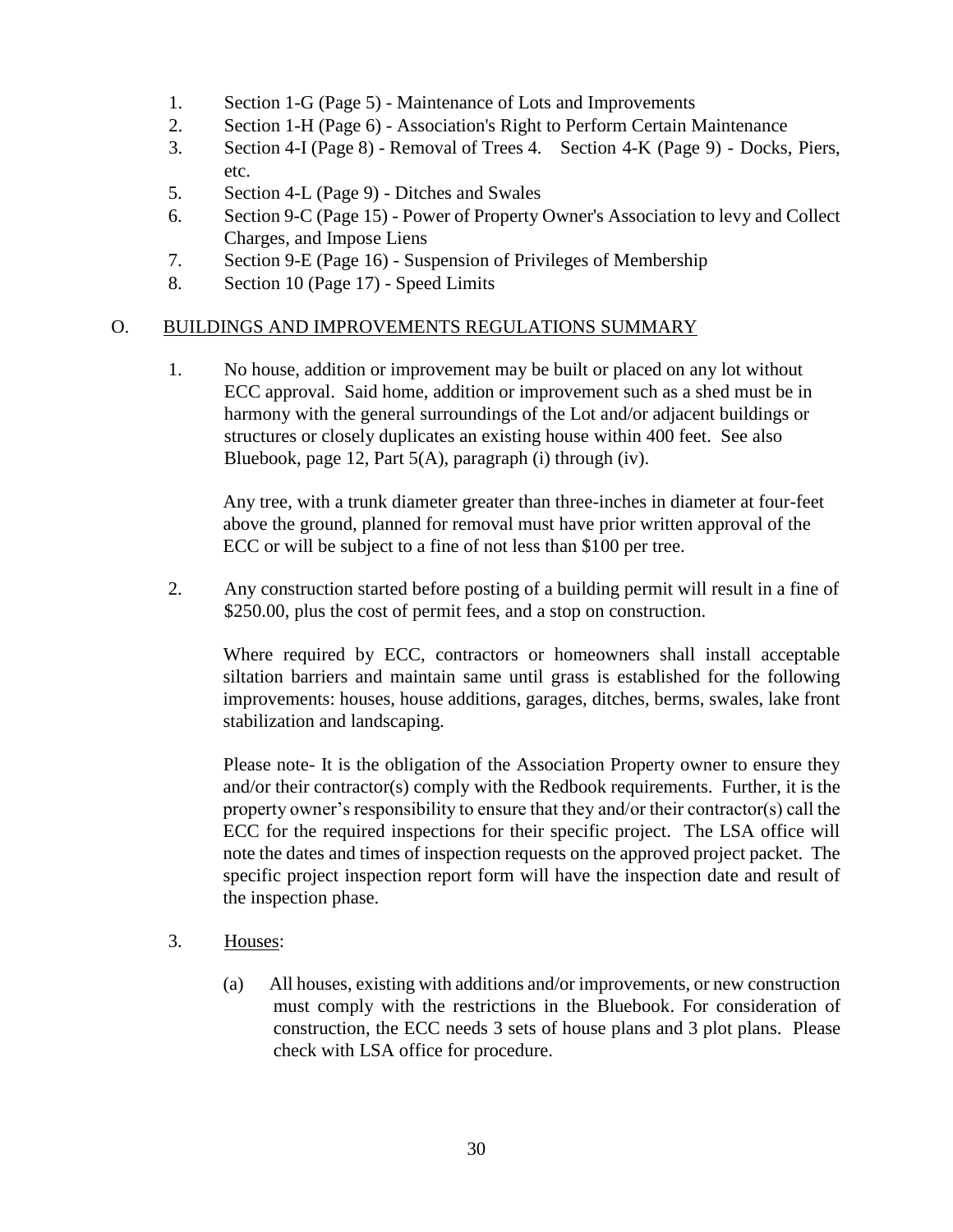1. Section 1-G (Page 5) - Maintenance of Lots and Improvements
2. Section 1-H (Page 6) - Association's Right to Perform Certain Maintenance
3. Section 4-I (Page 8) - Removal of Trees 4. Section 4-K (Page 9) - Docks, Piers, etc.
5. Section 4-L (Page 9) - Ditches and Swales
6. Section 9-C (Page 15) - Power of Property Owner's Association to levy and Collect Charges, and Impose Liens
7. Section 9-E (Page 16) - Suspension of Privileges of Membership
8. Section 10 (Page 17) - Speed Limits

## O. BUILDINGS AND IMPROVEMENTS REGULATIONS SUMMARY

1. No house, addition or improvement may be built or placed on any lot without ECC approval. Said home, addition or improvement such as a shed must be in harmony with the general surroundings of the Lot and/or adjacent buildings or structures or closely duplicates an existing house within 400 feet. See also Bluebook, page 12, Part 5(A), paragraph (i) through (iv).

   Any tree, with a trunk diameter greater than three-inches in diameter at four-feet above the ground, planned for removal must have prior written approval of the ECC or will be subject to a fine of not less than $100 per tree.

2. Any construction started before posting of a building permit will result in a fine of $250.00, plus the cost of permit fees, and a stop on construction.

   Where required by ECC, contractors or homeowners shall install acceptable siltation barriers and maintain same until grass is established for the following improvements: houses, house additions, garages, ditches, berms, swales, lake front stabilization and landscaping.

   Please note- It is the obligation of the Association Property owner to ensure they and/or their contractor(s) comply with the Redbook requirements. Further, it is the property owner's responsibility to ensure that they and/or their contractor(s) call the ECC for the required inspections for their specific project. The LSA office will note the dates and times of inspection requests on the approved project packet. The specific project inspection report form will have the inspection date and result of the inspection phase.

3. Houses:

   (a) All houses, existing with additions and/or improvements, or new construction must comply with the restrictions in the Bluebook. For consideration of construction, the ECC needs 3 sets of house plans and 3 plot plans. Please check with LSA office for procedure.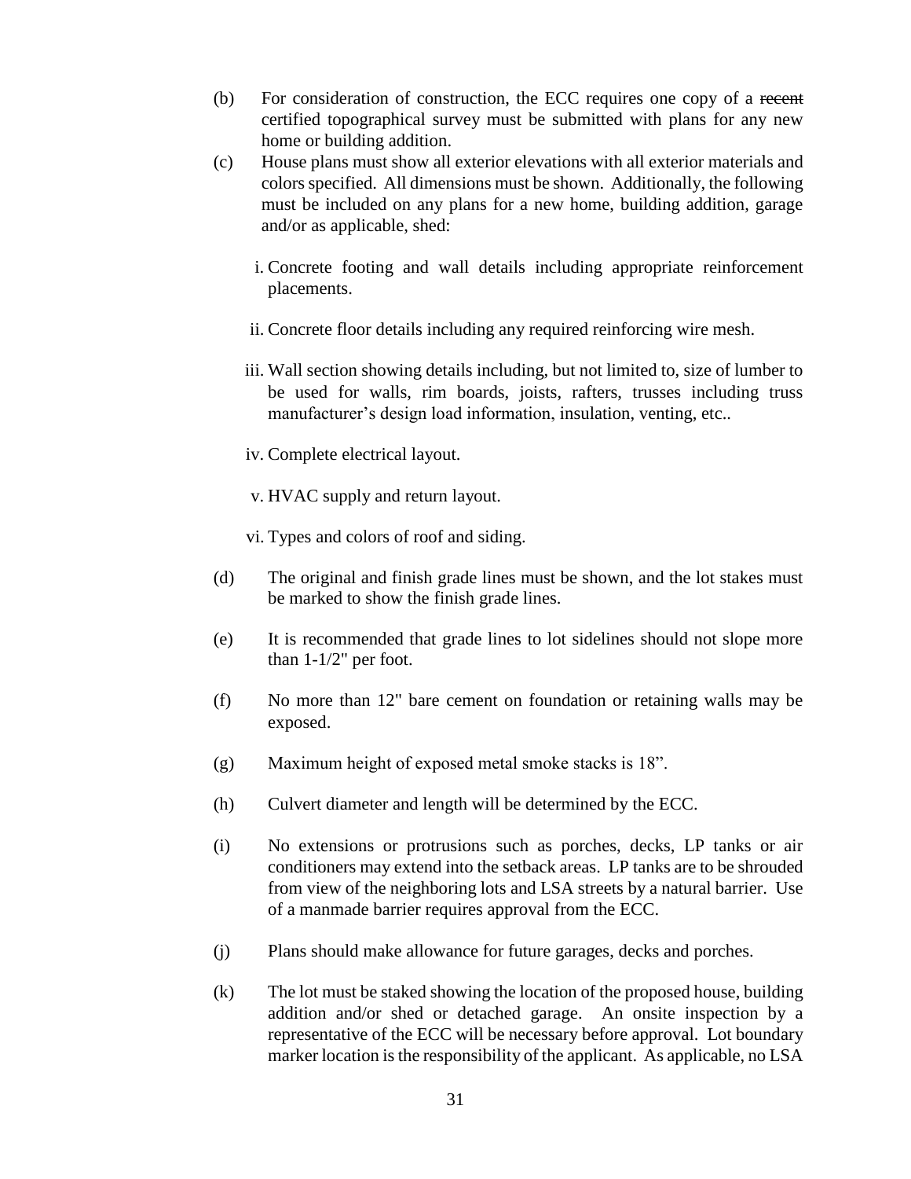(b) For consideration of construction, the ECC requires one copy of a ~~recent~~ certified topographical survey must be submitted with plans for any new home or building addition.

(c) House plans must show all exterior elevations with all exterior materials and colors specified. All dimensions must be shown. Additionally, the following must be included on any plans for a new home, building addition, garage and/or as applicable, shed:

i. Concrete footing and wall details including appropriate reinforcement placements.

ii. Concrete floor details including any required reinforcing wire mesh.

iii. Wall section showing details including, but not limited to, size of lumber to be used for walls, rim boards, joists, rafters, trusses including truss manufacturer's design load information, insulation, venting, etc..

iv. Complete electrical layout.

v. HVAC supply and return layout.

vi. Types and colors of roof and siding.

(d) The original and finish grade lines must be shown, and the lot stakes must be marked to show the finish grade lines.

(e) It is recommended that grade lines to lot sidelines should not slope more than 1-1/2" per foot.

(f) No more than 12" bare cement on foundation or retaining walls may be exposed.

(g) Maximum height of exposed metal smoke stacks is 18".

(h) Culvert diameter and length will be determined by the ECC.

(i) No extensions or protrusions such as porches, decks, LP tanks or air conditioners may extend into the setback areas. LP tanks are to be shrouded from view of the neighboring lots and LSA streets by a natural barrier. Use of a manmade barrier requires approval from the ECC.

(j) Plans should make allowance for future garages, decks and porches.

(k) The lot must be staked showing the location of the proposed house, building addition and/or shed or detached garage. An onsite inspection by a representative of the ECC will be necessary before approval. Lot boundary marker location is the responsibility of the applicant. As applicable, no LSA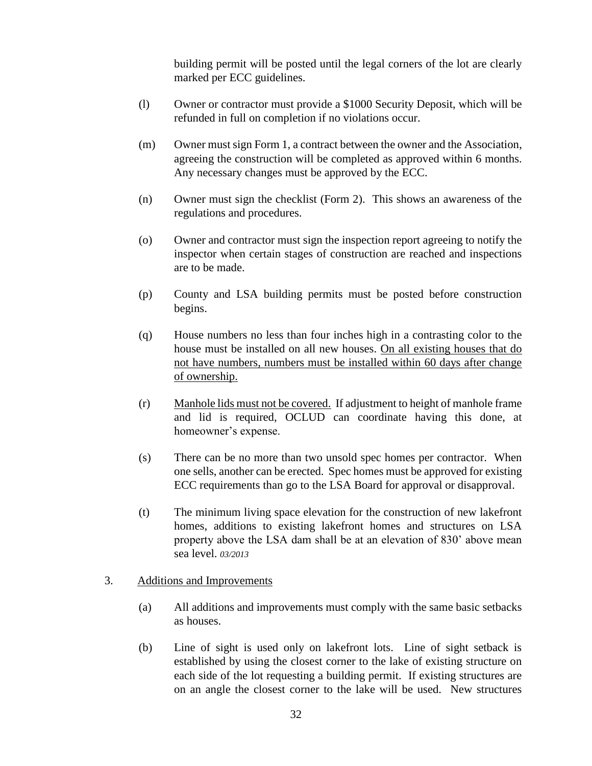building permit will be posted until the legal corners of the lot are clearly marked per ECC guidelines.

(l) Owner or contractor must provide a $1000 Security Deposit, which will be refunded in full on completion if no violations occur.

(m) Owner must sign Form 1, a contract between the owner and the Association, agreeing the construction will be completed as approved within 6 months. Any necessary changes must be approved by the ECC.

(n) Owner must sign the checklist (Form 2). This shows an awareness of the regulations and procedures.

(o) Owner and contractor must sign the inspection report agreeing to notify the inspector when certain stages of construction are reached and inspections are to be made.

(p) County and LSA building permits must be posted before construction begins.

(q) House numbers no less than four inches high in a contrasting color to the house must be installed on all new houses. <u>On all existing houses that do not have numbers, numbers must be installed within 60 days after change of ownership.</u>

(r) <u>Manhole lids must not be covered.</u> If adjustment to height of manhole frame and lid is required, OCLUD can coordinate having this done, at homeowner's expense.

(s) There can be no more than two unsold spec homes per contractor. When one sells, another can be erected. Spec homes must be approved for existing ECC requirements than go to the LSA Board for approval or disapproval.

(t) The minimum living space elevation for the construction of new lakefront homes, additions to existing lakefront homes and structures on LSA property above the LSA dam shall be at an elevation of 830' above mean sea level. *03/2013*

3. <u>Additions and Improvements</u>

(a) All additions and improvements must comply with the same basic setbacks as houses.

(b) Line of sight is used only on lakefront lots. Line of sight setback is established by using the closest corner to the lake of existing structure on each side of the lot requesting a building permit. If existing structures are on an angle the closest corner to the lake will be used. New structures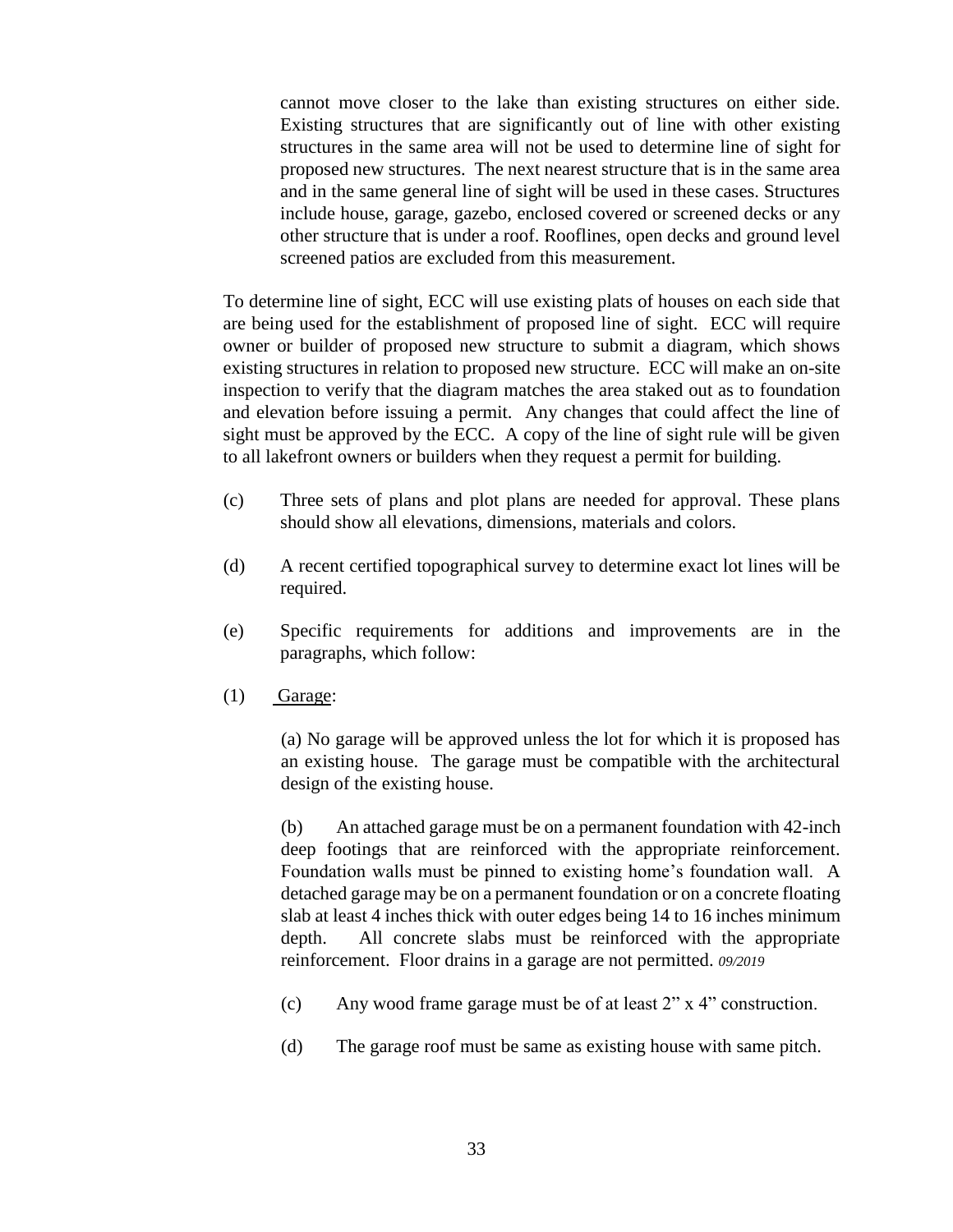cannot move closer to the lake than existing structures on either side. Existing structures that are significantly out of line with other existing structures in the same area will not be used to determine line of sight for proposed new structures. The next nearest structure that is in the same area and in the same general line of sight will be used in these cases. Structures include house, garage, gazebo, enclosed covered or screened decks or any other structure that is under a roof. Rooflines, open decks and ground level screened patios are excluded from this measurement.

To determine line of sight, ECC will use existing plats of houses on each side that are being used for the establishment of proposed line of sight. ECC will require owner or builder of proposed new structure to submit a diagram, which shows existing structures in relation to proposed new structure. ECC will make an on-site inspection to verify that the diagram matches the area staked out as to foundation and elevation before issuing a permit. Any changes that could affect the line of sight must be approved by the ECC. A copy of the line of sight rule will be given to all lakefront owners or builders when they request a permit for building.

(c) Three sets of plans and plot plans are needed for approval. These plans should show all elevations, dimensions, materials and colors.

(d) A recent certified topographical survey to determine exact lot lines will be required.

(e) Specific requirements for additions and improvements are in the paragraphs, which follow:

(1) Garage:

(a) No garage will be approved unless the lot for which it is proposed has an existing house. The garage must be compatible with the architectural design of the existing house.

(b) An attached garage must be on a permanent foundation with 42-inch deep footings that are reinforced with the appropriate reinforcement. Foundation walls must be pinned to existing home's foundation wall. A detached garage may be on a permanent foundation or on a concrete floating slab at least 4 inches thick with outer edges being 14 to 16 inches minimum depth. All concrete slabs must be reinforced with the appropriate reinforcement. Floor drains in a garage are not permitted. *09/2019*

(c) Any wood frame garage must be of at least 2" x 4" construction.

(d) The garage roof must be same as existing house with same pitch.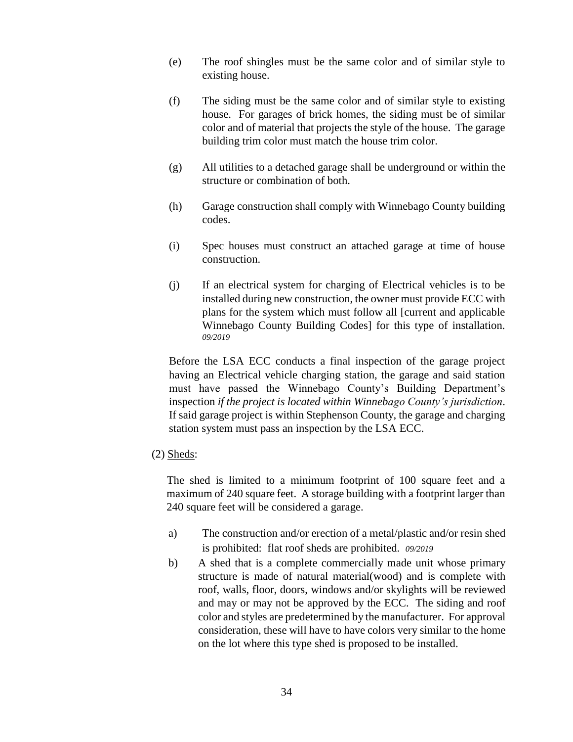(e) The roof shingles must be the same color and of similar style to existing house.

(f) The siding must be the same color and of similar style to existing house. For garages of brick homes, the siding must be of similar color and of material that projects the style of the house. The garage building trim color must match the house trim color.

(g) All utilities to a detached garage shall be underground or within the structure or combination of both.

(h) Garage construction shall comply with Winnebago County building codes.

(i) Spec houses must construct an attached garage at time of house construction.

(j) If an electrical system for charging of Electrical vehicles is to be installed during new construction, the owner must provide ECC with plans for the system which must follow all [current and applicable Winnebago County Building Codes] for this type of installation. *09/2019*

Before the LSA ECC conducts a final inspection of the garage project having an Electrical vehicle charging station, the garage and said station must have passed the Winnebago County's Building Department's inspection *if the project is located within Winnebago County's jurisdiction*. If said garage project is within Stephenson County, the garage and charging station system must pass an inspection by the LSA ECC.

(2) Sheds:

The shed is limited to a minimum footprint of 100 square feet and a maximum of 240 square feet. A storage building with a footprint larger than 240 square feet will be considered a garage.

a) The construction and/or erection of a metal/plastic and/or resin shed is prohibited: flat roof sheds are prohibited. *09/2019*

b) A shed that is a complete commercially made unit whose primary structure is made of natural material(wood) and is complete with roof, walls, floor, doors, windows and/or skylights will be reviewed and may or may not be approved by the ECC. The siding and roof color and styles are predetermined by the manufacturer. For approval consideration, these will have to have colors very similar to the home on the lot where this type shed is proposed to be installed.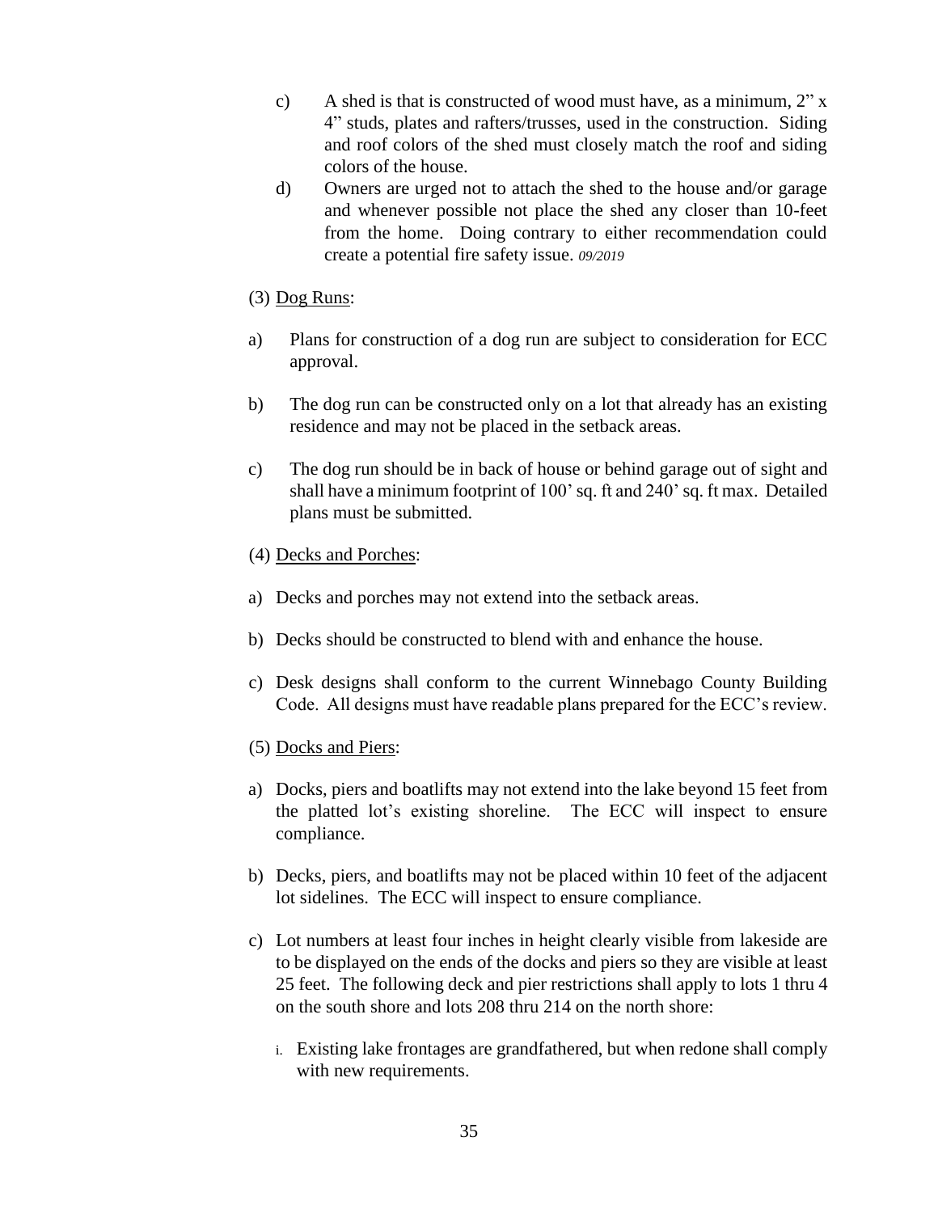c) A shed is that is constructed of wood must have, as a minimum, 2" x 4" studs, plates and rafters/trusses, used in the construction. Siding and roof colors of the shed must closely match the roof and siding colors of the house.

d) Owners are urged not to attach the shed to the house and/or garage and whenever possible not place the shed any closer than 10-feet from the home. Doing contrary to either recommendation could create a potential fire safety issue. *09/2019*

(3) Dog Runs:

a) Plans for construction of a dog run are subject to consideration for ECC approval.

b) The dog run can be constructed only on a lot that already has an existing residence and may not be placed in the setback areas.

c) The dog run should be in back of house or behind garage out of sight and shall have a minimum footprint of 100' sq. ft and 240' sq. ft max. Detailed plans must be submitted.

(4) Decks and Porches:

a) Decks and porches may not extend into the setback areas.

b) Decks should be constructed to blend with and enhance the house.

c) Desk designs shall conform to the current Winnebago County Building Code. All designs must have readable plans prepared for the ECC's review.

(5) Docks and Piers:

a) Docks, piers and boatlifts may not extend into the lake beyond 15 feet from the platted lot's existing shoreline. The ECC will inspect to ensure compliance.

b) Decks, piers, and boatlifts may not be placed within 10 feet of the adjacent lot sidelines. The ECC will inspect to ensure compliance.

c) Lot numbers at least four inches in height clearly visible from lakeside are to be displayed on the ends of the docks and piers so they are visible at least 25 feet. The following deck and pier restrictions shall apply to lots 1 thru 4 on the south shore and lots 208 thru 214 on the north shore:

   i. Existing lake frontages are grandfathered, but when redone shall comply with new requirements.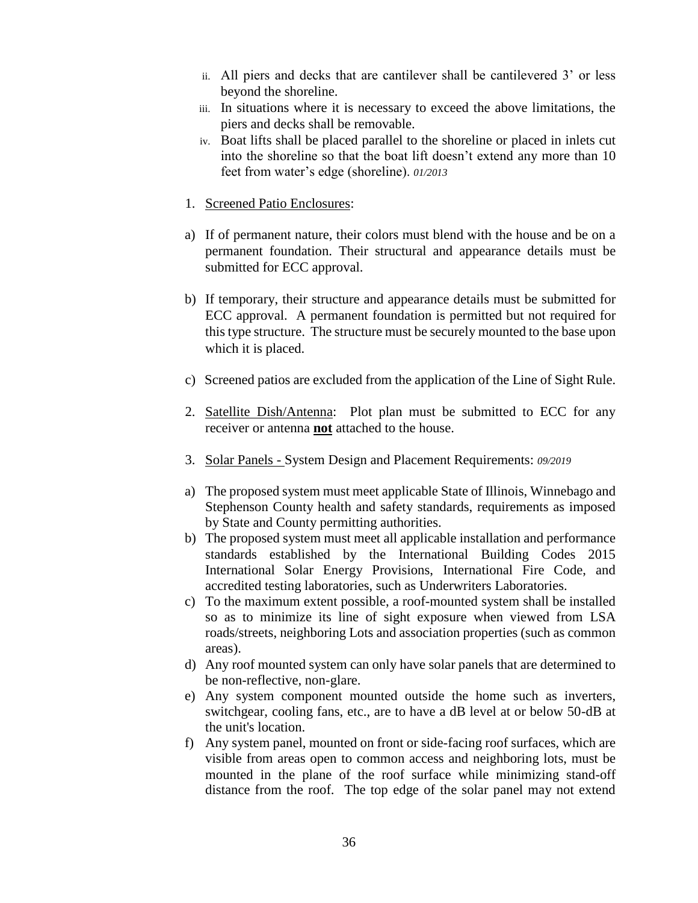ii. All piers and decks that are cantilever shall be cantilevered 3' or less beyond the shoreline.

iii. In situations where it is necessary to exceed the above limitations, the piers and decks shall be removable.

iv. Boat lifts shall be placed parallel to the shoreline or placed in inlets cut into the shoreline so that the boat lift doesn't extend any more than 10 feet from water's edge (shoreline). *01/2013*

1. Screened Patio Enclosures:

a) If of permanent nature, their colors must blend with the house and be on a permanent foundation. Their structural and appearance details must be submitted for ECC approval.

b) If temporary, their structure and appearance details must be submitted for ECC approval. A permanent foundation is permitted but not required for this type structure. The structure must be securely mounted to the base upon which it is placed.

c) Screened patios are excluded from the application of the Line of Sight Rule.

2. Satellite Dish/Antenna: Plot plan must be submitted to ECC for any receiver or antenna **not** attached to the house.

3. Solar Panels - System Design and Placement Requirements: *09/2019*

a) The proposed system must meet applicable State of Illinois, Winnebago and Stephenson County health and safety standards, requirements as imposed by State and County permitting authorities.

b) The proposed system must meet all applicable installation and performance standards established by the International Building Codes 2015 International Solar Energy Provisions, International Fire Code, and accredited testing laboratories, such as Underwriters Laboratories.

c) To the maximum extent possible, a roof-mounted system shall be installed so as to minimize its line of sight exposure when viewed from LSA roads/streets, neighboring Lots and association properties (such as common areas).

d) Any roof mounted system can only have solar panels that are determined to be non-reflective, non-glare.

e) Any system component mounted outside the home such as inverters, switchgear, cooling fans, etc., are to have a dB level at or below 50-dB at the unit's location.

f) Any system panel, mounted on front or side-facing roof surfaces, which are visible from areas open to common access and neighboring lots, must be mounted in the plane of the roof surface while minimizing stand-off distance from the roof. The top edge of the solar panel may not extend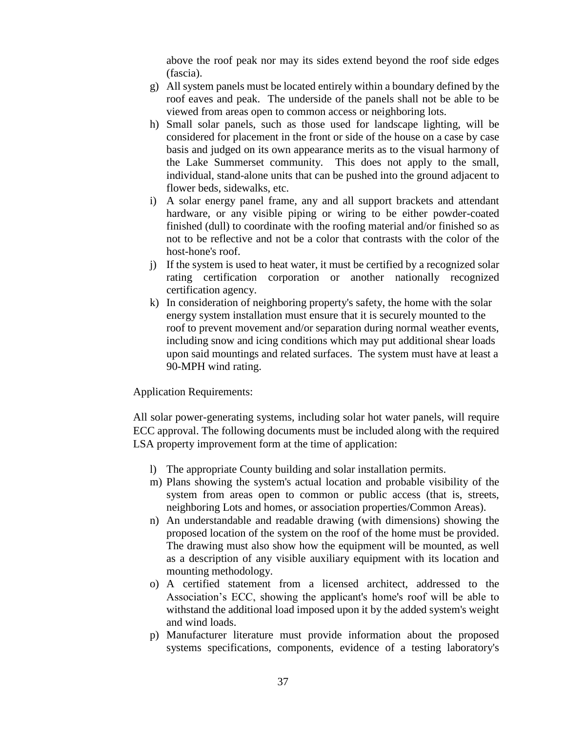above the roof peak nor may its sides extend beyond the roof side edges (fascia).

g) All system panels must be located entirely within a boundary defined by the roof eaves and peak. The underside of the panels shall not be able to be viewed from areas open to common access or neighboring lots.

h) Small solar panels, such as those used for landscape lighting, will be considered for placement in the front or side of the house on a case by case basis and judged on its own appearance merits as to the visual harmony of the Lake Summerset community. This does not apply to the small, individual, stand-alone units that can be pushed into the ground adjacent to flower beds, sidewalks, etc.

i) A solar energy panel frame, any and all support brackets and attendant hardware, or any visible piping or wiring to be either powder-coated finished (dull) to coordinate with the roofing material and/or finished so as not to be reflective and not be a color that contrasts with the color of the host-hone's roof.

j) If the system is used to heat water, it must be certified by a recognized solar rating certification corporation or another nationally recognized certification agency.

k) In consideration of neighboring property's safety, the home with the solar energy system installation must ensure that it is securely mounted to the roof to prevent movement and/or separation during normal weather events, including snow and icing conditions which may put additional shear loads upon said mountings and related surfaces. The system must have at least a 90-MPH wind rating.

Application Requirements:

All solar power-generating systems, including solar hot water panels, will require ECC approval. The following documents must be included along with the required LSA property improvement form at the time of application:

l) The appropriate County building and solar installation permits.

m) Plans showing the system's actual location and probable visibility of the system from areas open to common or public access (that is, streets, neighboring Lots and homes, or association properties/Common Areas).

n) An understandable and readable drawing (with dimensions) showing the proposed location of the system on the roof of the home must be provided. The drawing must also show how the equipment will be mounted, as well as a description of any visible auxiliary equipment with its location and mounting methodology.

o) A certified statement from a licensed architect, addressed to the Association's ECC, showing the applicant's home's roof will be able to withstand the additional load imposed upon it by the added system's weight and wind loads.

p) Manufacturer literature must provide information about the proposed systems specifications, components, evidence of a testing laboratory's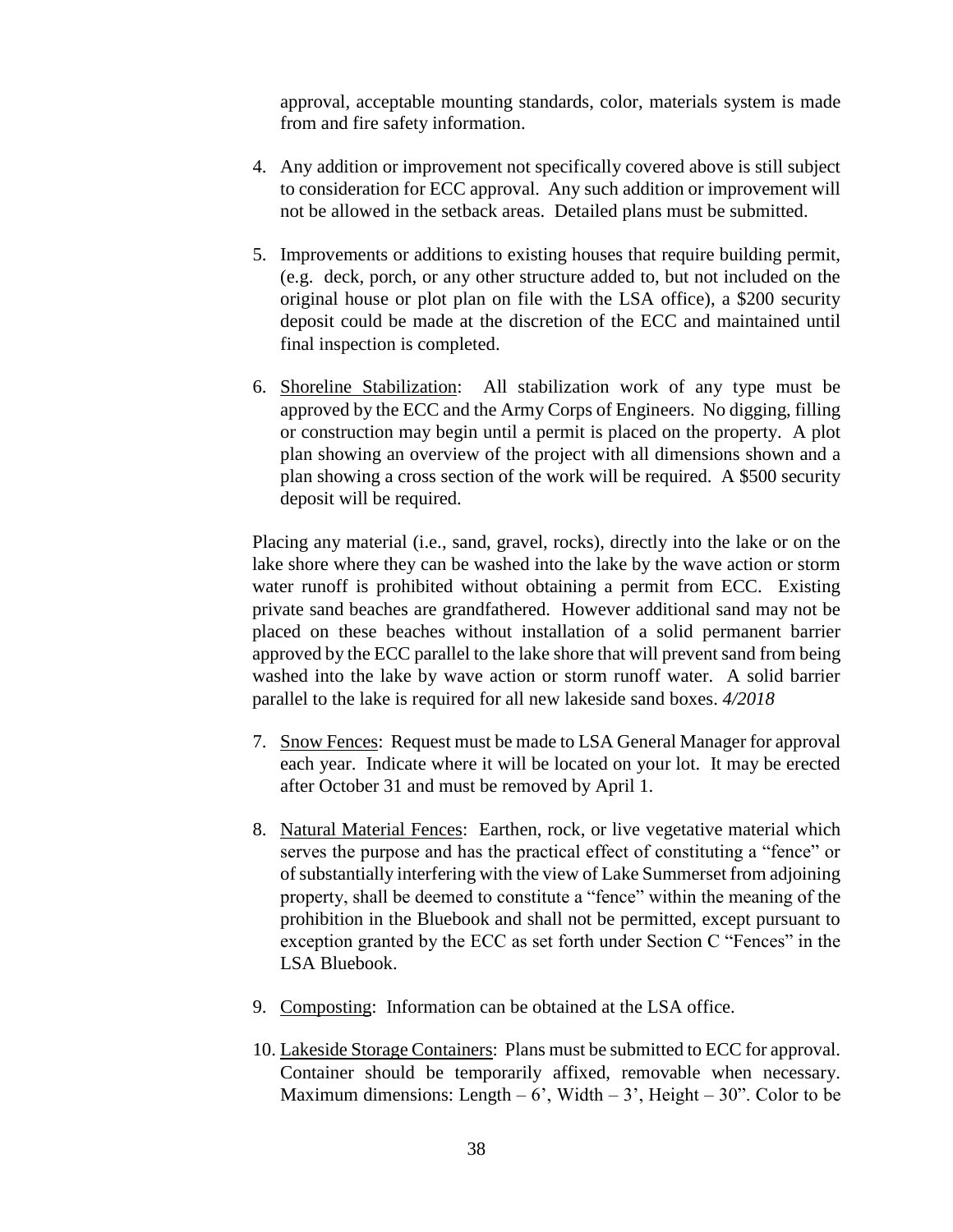approval, acceptable mounting standards, color, materials system is made from and fire safety information.

4. Any addition or improvement not specifically covered above is still subject to consideration for ECC approval. Any such addition or improvement will not be allowed in the setback areas. Detailed plans must be submitted.

5. Improvements or additions to existing houses that require building permit, (e.g. deck, porch, or any other structure added to, but not included on the original house or plot plan on file with the LSA office), a $200 security deposit could be made at the discretion of the ECC and maintained until final inspection is completed.

6. <u>Shoreline Stabilization</u>: All stabilization work of any type must be approved by the ECC and the Army Corps of Engineers. No digging, filling or construction may begin until a permit is placed on the property. A plot plan showing an overview of the project with all dimensions shown and a plan showing a cross section of the work will be required. A $500 security deposit will be required.

   Placing any material (i.e., sand, gravel, rocks), directly into the lake or on the lake shore where they can be washed into the lake by the wave action or storm water runoff is prohibited without obtaining a permit from ECC. Existing private sand beaches are grandfathered. However additional sand may not be placed on these beaches without installation of a solid permanent barrier approved by the ECC parallel to the lake shore that will prevent sand from being washed into the lake by wave action or storm runoff water. A solid barrier parallel to the lake is required for all new lakeside sand boxes. *4/2018*

7. <u>Snow Fences</u>: Request must be made to LSA General Manager for approval each year. Indicate where it will be located on your lot. It may be erected after October 31 and must be removed by April 1.

8. <u>Natural Material Fences</u>: Earthen, rock, or live vegetative material which serves the purpose and has the practical effect of constituting a "fence" or of substantially interfering with the view of Lake Summerset from adjoining property, shall be deemed to constitute a "fence" within the meaning of the prohibition in the Bluebook and shall not be permitted, except pursuant to exception granted by the ECC as set forth under Section C "Fences" in the LSA Bluebook.

9. <u>Composting</u>: Information can be obtained at the LSA office.

10. <u>Lakeside Storage Containers</u>: Plans must be submitted to ECC for approval. Container should be temporarily affixed, removable when necessary. Maximum dimensions: Length – 6', Width – 3', Height – 30". Color to be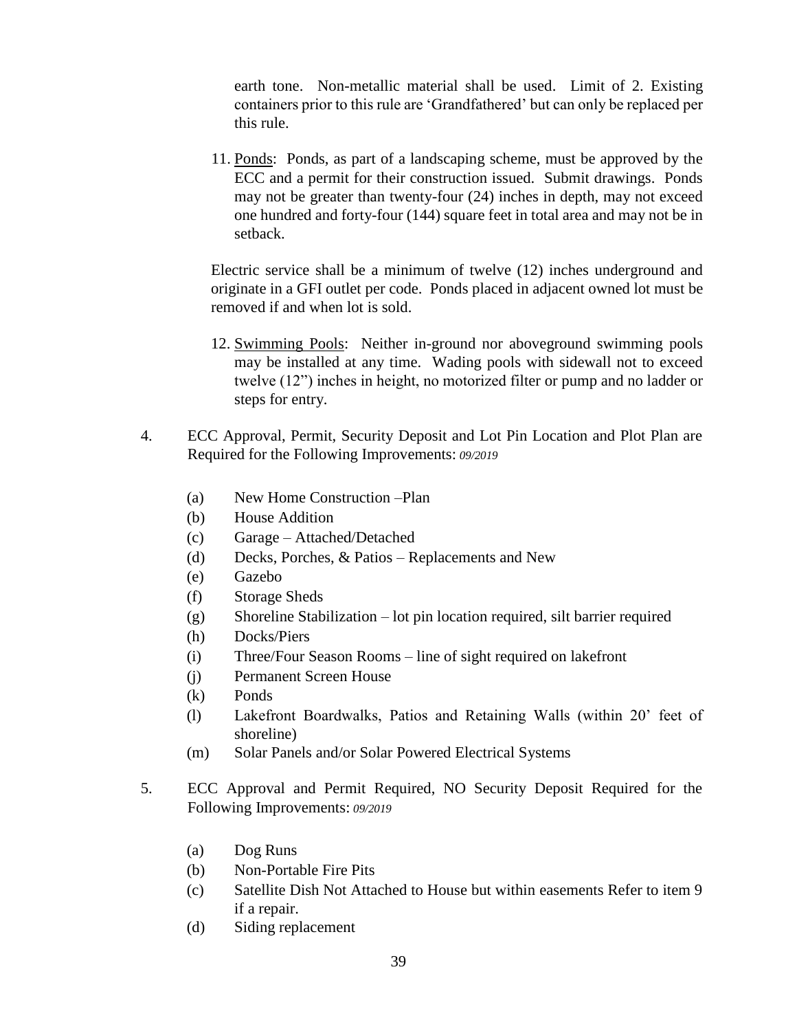earth tone. Non-metallic material shall be used. Limit of 2. Existing containers prior to this rule are 'Grandfathered' but can only be replaced per this rule.

11. <u>Ponds</u>: Ponds, as part of a landscaping scheme, must be approved by the ECC and a permit for their construction issued. Submit drawings. Ponds may not be greater than twenty-four (24) inches in depth, may not exceed one hundred and forty-four (144) square feet in total area and may not be in setback.

    Electric service shall be a minimum of twelve (12) inches underground and originate in a GFI outlet per code. Ponds placed in adjacent owned lot must be removed if and when lot is sold.

12. <u>Swimming Pools</u>: Neither in-ground nor aboveground swimming pools may be installed at any time. Wading pools with sidewall not to exceed twelve (12") inches in height, no motorized filter or pump and no ladder or steps for entry.

4. ECC Approval, Permit, Security Deposit and Lot Pin Location and Plot Plan are Required for the Following Improvements: *09/2019*

   (a) New Home Construction –Plan
   (b) House Addition
   (c) Garage – Attached/Detached
   (d) Decks, Porches, & Patios – Replacements and New
   (e) Gazebo
   (f) Storage Sheds
   (g) Shoreline Stabilization – lot pin location required, silt barrier required
   (h) Docks/Piers
   (i) Three/Four Season Rooms – line of sight required on lakefront
   (j) Permanent Screen House
   (k) Ponds
   (l) Lakefront Boardwalks, Patios and Retaining Walls (within 20' feet of shoreline)
   (m) Solar Panels and/or Solar Powered Electrical Systems

5. ECC Approval and Permit Required, NO Security Deposit Required for the Following Improvements: *09/2019*

   (a) Dog Runs
   (b) Non-Portable Fire Pits
   (c) Satellite Dish Not Attached to House but within easements Refer to item 9 if a repair.
   (d) Siding replacement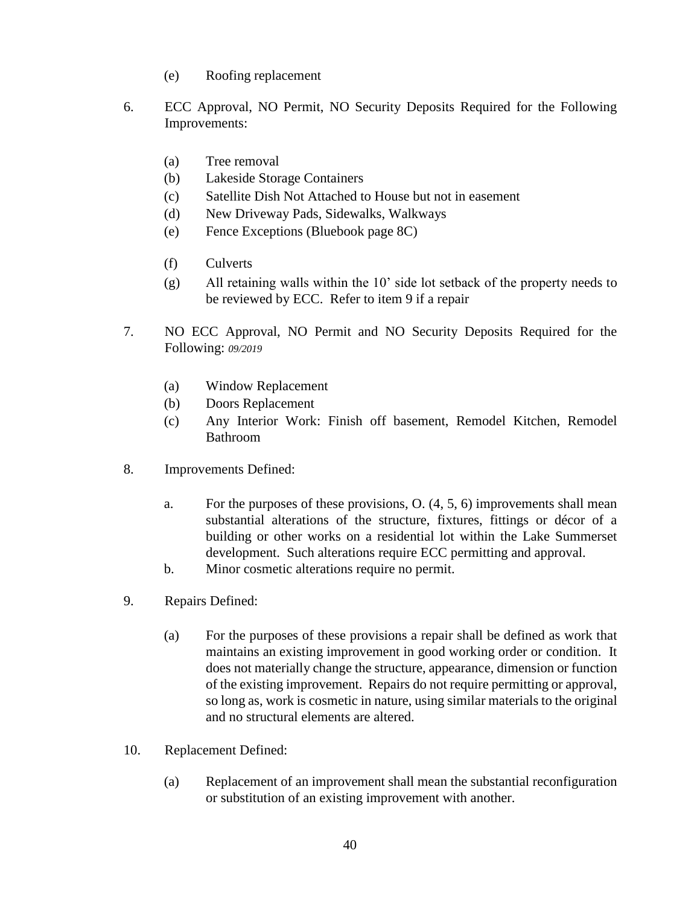(e) Roofing replacement

6. ECC Approval, NO Permit, NO Security Deposits Required for the Following Improvements:

   (a) Tree removal
   (b) Lakeside Storage Containers
   (c) Satellite Dish Not Attached to House but not in easement
   (d) New Driveway Pads, Sidewalks, Walkways
   (e) Fence Exceptions (Bluebook page 8C)
   (f) Culverts
   (g) All retaining walls within the 10' side lot setback of the property needs to be reviewed by ECC. Refer to item 9 if a repair

7. NO ECC Approval, NO Permit and NO Security Deposits Required for the Following: *09/2019*

   (a) Window Replacement
   (b) Doors Replacement
   (c) Any Interior Work: Finish off basement, Remodel Kitchen, Remodel Bathroom

8. Improvements Defined:

   a. For the purposes of these provisions, O. (4, 5, 6) improvements shall mean substantial alterations of the structure, fixtures, fittings or décor of a building or other works on a residential lot within the Lake Summerset development. Such alterations require ECC permitting and approval.
   b. Minor cosmetic alterations require no permit.

9. Repairs Defined:

   (a) For the purposes of these provisions a repair shall be defined as work that maintains an existing improvement in good working order or condition. It does not materially change the structure, appearance, dimension or function of the existing improvement. Repairs do not require permitting or approval, so long as, work is cosmetic in nature, using similar materials to the original and no structural elements are altered.

10. Replacement Defined:

   (a) Replacement of an improvement shall mean the substantial reconfiguration or substitution of an existing improvement with another.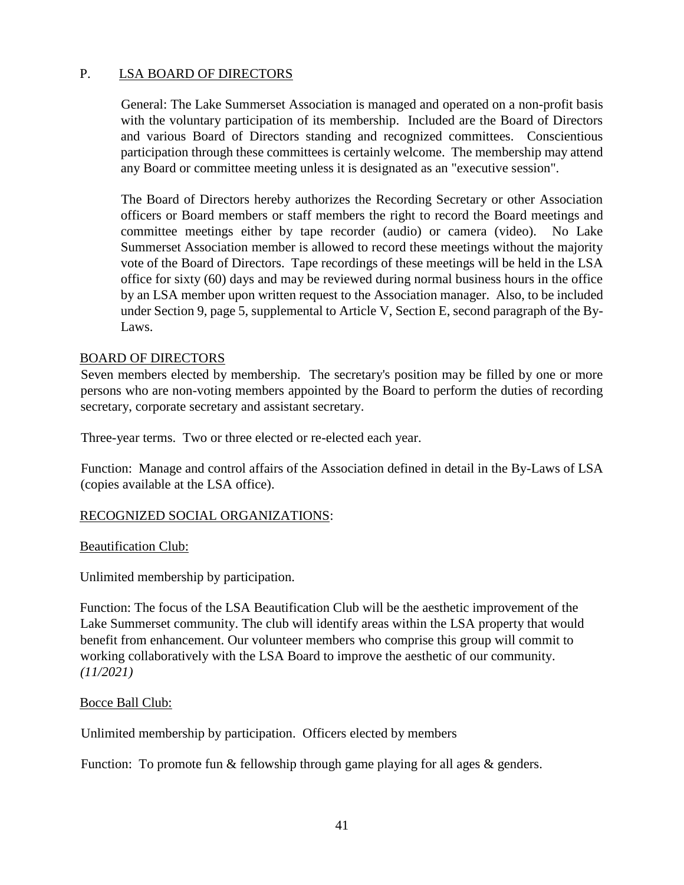## P. LSA BOARD OF DIRECTORS

General: The Lake Summerset Association is managed and operated on a non-profit basis with the voluntary participation of its membership. Included are the Board of Directors and various Board of Directors standing and recognized committees. Conscientious participation through these committees is certainly welcome. The membership may attend any Board or committee meeting unless it is designated as an "executive session".

The Board of Directors hereby authorizes the Recording Secretary or other Association officers or Board members or staff members the right to record the Board meetings and committee meetings either by tape recorder (audio) or camera (video). No Lake Summerset Association member is allowed to record these meetings without the majority vote of the Board of Directors. Tape recordings of these meetings will be held in the LSA office for sixty (60) days and may be reviewed during normal business hours in the office by an LSA member upon written request to the Association manager. Also, to be included under Section 9, page 5, supplemental to Article V, Section E, second paragraph of the By-Laws.

### BOARD OF DIRECTORS

Seven members elected by membership. The secretary's position may be filled by one or more persons who are non-voting members appointed by the Board to perform the duties of recording secretary, corporate secretary and assistant secretary.

Three-year terms. Two or three elected or re-elected each year.

Function: Manage and control affairs of the Association defined in detail in the By-Laws of LSA (copies available at the LSA office).

### RECOGNIZED SOCIAL ORGANIZATIONS:

#### Beautification Club:

Unlimited membership by participation.

Function: The focus of the LSA Beautification Club will be the aesthetic improvement of the Lake Summerset community. The club will identify areas within the LSA property that would benefit from enhancement. Our volunteer members who comprise this group will commit to working collaboratively with the LSA Board to improve the aesthetic of our community. *(11/2021)*

#### Bocce Ball Club:

Unlimited membership by participation. Officers elected by members

Function: To promote fun & fellowship through game playing for all ages & genders.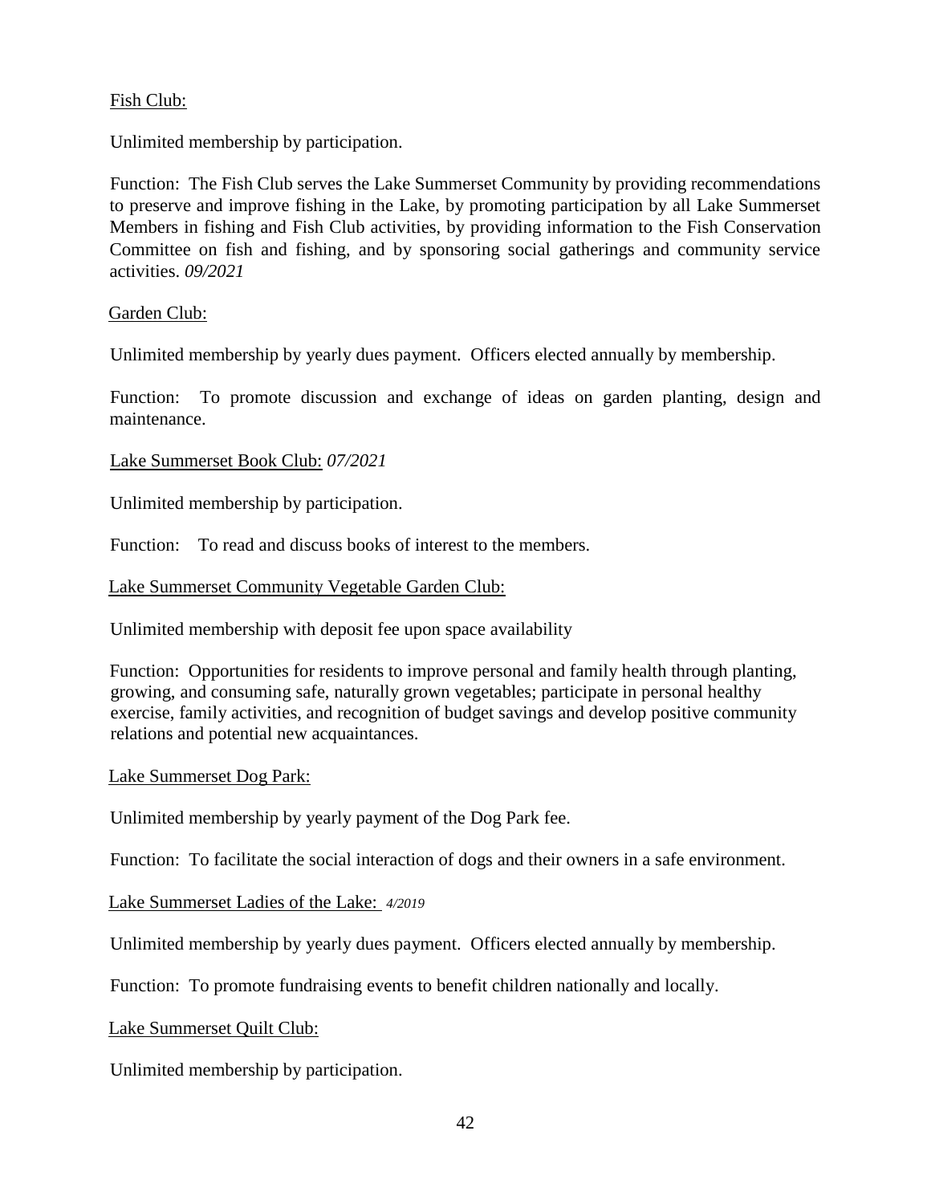<u>Fish Club:</u>

Unlimited membership by participation.

Function: The Fish Club serves the Lake Summerset Community by providing recommendations to preserve and improve fishing in the Lake, by promoting participation by all Lake Summerset Members in fishing and Fish Club activities, by providing information to the Fish Conservation Committee on fish and fishing, and by sponsoring social gatherings and community service activities. *09/2021*

<u>Garden Club:</u>

Unlimited membership by yearly dues payment. Officers elected annually by membership.

Function: To promote discussion and exchange of ideas on garden planting, design and maintenance.

<u>Lake Summerset Book Club:</u> *07/2021*

Unlimited membership by participation.

Function: To read and discuss books of interest to the members.

<u>Lake Summerset Community Vegetable Garden Club:</u>

Unlimited membership with deposit fee upon space availability

Function: Opportunities for residents to improve personal and family health through planting, growing, and consuming safe, naturally grown vegetables; participate in personal healthy exercise, family activities, and recognition of budget savings and develop positive community relations and potential new acquaintances.

<u>Lake Summerset Dog Park:</u>

Unlimited membership by yearly payment of the Dog Park fee.

Function: To facilitate the social interaction of dogs and their owners in a safe environment.

<u>Lake Summerset Ladies of the Lake:</u> *4/2019*

Unlimited membership by yearly dues payment. Officers elected annually by membership.

Function: To promote fundraising events to benefit children nationally and locally.

<u>Lake Summerset Quilt Club:</u>

Unlimited membership by participation.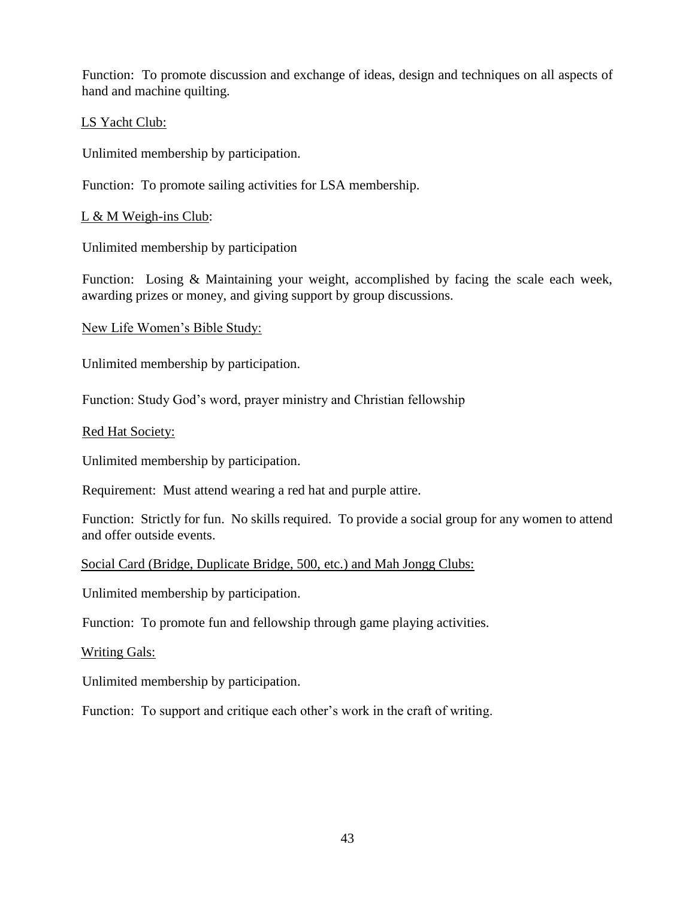Function: To promote discussion and exchange of ideas, design and techniques on all aspects of hand and machine quilting.

LS Yacht Club:

Unlimited membership by participation.

Function: To promote sailing activities for LSA membership.

L & M Weigh-ins Club:

Unlimited membership by participation

Function: Losing & Maintaining your weight, accomplished by facing the scale each week, awarding prizes or money, and giving support by group discussions.

New Life Women's Bible Study:

Unlimited membership by participation.

Function: Study God's word, prayer ministry and Christian fellowship

Red Hat Society:

Unlimited membership by participation.

Requirement: Must attend wearing a red hat and purple attire.

Function: Strictly for fun. No skills required. To provide a social group for any women to attend and offer outside events.

Social Card (Bridge, Duplicate Bridge, 500, etc.) and Mah Jongg Clubs:

Unlimited membership by participation.

Function: To promote fun and fellowship through game playing activities.

Writing Gals:

Unlimited membership by participation.

Function: To support and critique each other's work in the craft of writing.